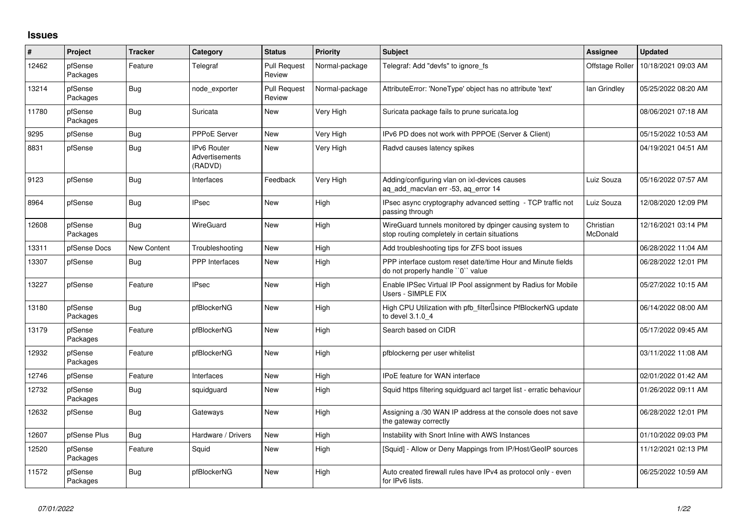## Issues

| # | Project | Tracker | Category | Status | Priority | Subject | Assignee | Updated |
|---|---|---|---|---|---|---|---|---|
| 12462 | pfSense Packages | Feature | Telegraf | Pull Request Review | Normal-package | Telegraf: Add "devfs" to ignore_fs | Offstage Roller | 10/18/2021 09:03 AM |
| 13214 | pfSense Packages | Bug | node_exporter | Pull Request Review | Normal-package | AttributeError: 'NoneType' object has no attribute 'text' | Ian Grindley | 05/25/2022 08:20 AM |
| 11780 | pfSense Packages | Bug | Suricata | New | Very High | Suricata package fails to prune suricata.log | | 08/06/2021 07:18 AM |
| 9295 | pfSense | Bug | PPPoE Server | New | Very High | IPv6 PD does not work with PPPOE (Server & Client) | | 05/15/2022 10:53 AM |
| 8831 | pfSense | Bug | IPv6 Router Advertisements (RADVD) | New | Very High | Radvd causes latency spikes | | 04/19/2021 04:51 AM |
| 9123 | pfSense | Bug | Interfaces | Feedback | Very High | Adding/configuring vlan on ixl-devices causes aq_add_macvlan err -53, aq_error 14 | Luiz Souza | 05/16/2022 07:57 AM |
| 8964 | pfSense | Bug | IPsec | New | High | IPsec async cryptography advanced setting - TCP traffic not passing through | Luiz Souza | 12/08/2020 12:09 PM |
| 12608 | pfSense Packages | Bug | WireGuard | New | High | WireGuard tunnels monitored by dpinger causing system to stop routing completely in certain situations | Christian McDonald | 12/16/2021 03:14 PM |
| 13311 | pfSense Docs | New Content | Troubleshooting | New | High | Add troubleshooting tips for ZFS boot issues | | 06/28/2022 11:04 AM |
| 13307 | pfSense | Bug | PPP Interfaces | New | High | PPP interface custom reset date/time Hour and Minute fields do not properly handle ``0`` value | | 06/28/2022 12:01 PM |
| 13227 | pfSense | Feature | IPsec | New | High | Enable IPSec Virtual IP Pool assignment by Radius for Mobile Users - SIMPLE FIX | | 05/27/2022 10:15 AM |
| 13180 | pfSense Packages | Bug | pfBlockerNG | New | High | High CPU Utilization with pfb_filter since PfBlockerNG update to devel 3.1.0_4 | | 06/14/2022 08:00 AM |
| 13179 | pfSense Packages | Feature | pfBlockerNG | New | High | Search based on CIDR | | 05/17/2022 09:45 AM |
| 12932 | pfSense Packages | Feature | pfBlockerNG | New | High | pfblockerng per user whitelist | | 03/11/2022 11:08 AM |
| 12746 | pfSense | Feature | Interfaces | New | High | IPoE feature for WAN interface | | 02/01/2022 01:42 AM |
| 12732 | pfSense Packages | Bug | squidguard | New | High | Squid https filtering squidguard acl target list - erratic behaviour | | 01/26/2022 09:11 AM |
| 12632 | pfSense | Bug | Gateways | New | High | Assigning a /30 WAN IP address at the console does not save the gateway correctly | | 06/28/2022 12:01 PM |
| 12607 | pfSense Plus | Bug | Hardware / Drivers | New | High | Instability with Snort Inline with AWS Instances | | 01/10/2022 09:03 PM |
| 12520 | pfSense Packages | Feature | Squid | New | High | [Squid] - Allow or Deny Mappings from IP/Host/GeoIP sources | | 11/12/2021 02:13 PM |
| 11572 | pfSense Packages | Bug | pfBlockerNG | New | High | Auto created firewall rules have IPv4 as protocol only - even for IPv6 lists. | | 06/25/2022 10:59 AM |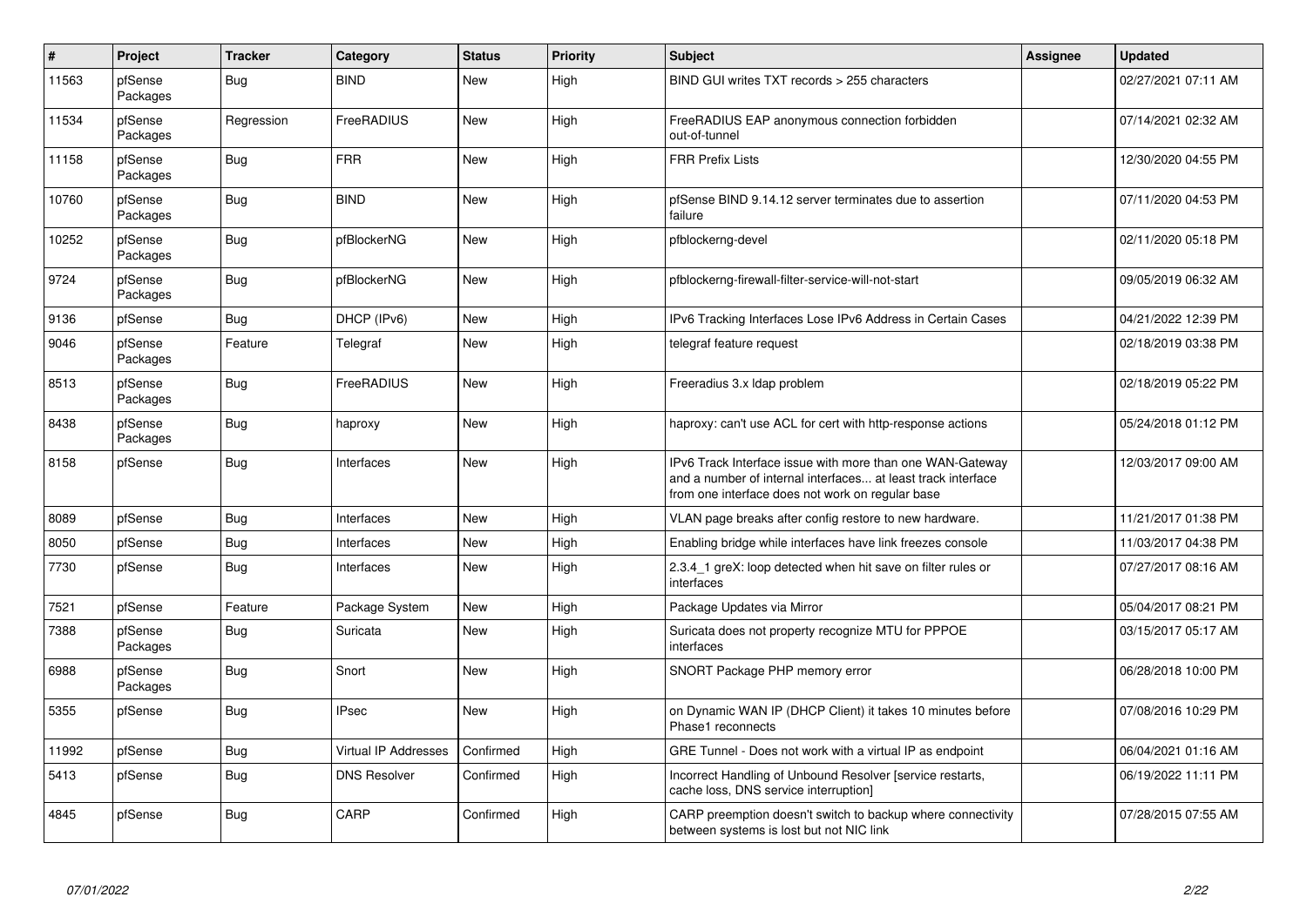| # | Project | Tracker | Category | Status | Priority | Subject | Assignee | Updated |
|---|---|---|---|---|---|---|---|---|
| 11563 | pfSense Packages | Bug | BIND | New | High | BIND GUI writes TXT records > 255 characters | | 02/27/2021 07:11 AM |
| 11534 | pfSense Packages | Regression | FreeRADIUS | New | High | FreeRADIUS EAP anonymous connection forbidden out-of-tunnel | | 07/14/2021 02:32 AM |
| 11158 | pfSense Packages | Bug | FRR | New | High | FRR Prefix Lists | | 12/30/2020 04:55 PM |
| 10760 | pfSense Packages | Bug | BIND | New | High | pfSense BIND 9.14.12 server terminates due to assertion failure | | 07/11/2020 04:53 PM |
| 10252 | pfSense Packages | Bug | pfBlockerNG | New | High | pfblockerng-devel | | 02/11/2020 05:18 PM |
| 9724 | pfSense Packages | Bug | pfBlockerNG | New | High | pfblockerng-firewall-filter-service-will-not-start | | 09/05/2019 06:32 AM |
| 9136 | pfSense | Bug | DHCP (IPv6) | New | High | IPv6 Tracking Interfaces Lose IPv6 Address in Certain Cases | | 04/21/2022 12:39 PM |
| 9046 | pfSense Packages | Feature | Telegraf | New | High | telegraf feature request | | 02/18/2019 03:38 PM |
| 8513 | pfSense Packages | Bug | FreeRADIUS | New | High | Freeradius 3.x ldap problem | | 02/18/2019 05:22 PM |
| 8438 | pfSense Packages | Bug | haproxy | New | High | haproxy: can't use ACL for cert with http-response actions | | 05/24/2018 01:12 PM |
| 8158 | pfSense | Bug | Interfaces | New | High | IPv6 Track Interface issue with more than one WAN-Gateway and a number of internal interfaces... at least track interface from one interface does not work on regular base | | 12/03/2017 09:00 AM |
| 8089 | pfSense | Bug | Interfaces | New | High | VLAN page breaks after config restore to new hardware. | | 11/21/2017 01:38 PM |
| 8050 | pfSense | Bug | Interfaces | New | High | Enabling bridge while interfaces have link freezes console | | 11/03/2017 04:38 PM |
| 7730 | pfSense | Bug | Interfaces | New | High | 2.3.4_1 greX: loop detected when hit save on filter rules or interfaces | | 07/27/2017 08:16 AM |
| 7521 | pfSense | Feature | Package System | New | High | Package Updates via Mirror | | 05/04/2017 08:21 PM |
| 7388 | pfSense Packages | Bug | Suricata | New | High | Suricata does not property recognize MTU for PPPOE interfaces | | 03/15/2017 05:17 AM |
| 6988 | pfSense Packages | Bug | Snort | New | High | SNORT Package PHP memory error | | 06/28/2018 10:00 PM |
| 5355 | pfSense | Bug | IPsec | New | High | on Dynamic WAN IP (DHCP Client) it takes 10 minutes before Phase1 reconnects | | 07/08/2016 10:29 PM |
| 11992 | pfSense | Bug | Virtual IP Addresses | Confirmed | High | GRE Tunnel - Does not work with a virtual IP as endpoint | | 06/04/2021 01:16 AM |
| 5413 | pfSense | Bug | DNS Resolver | Confirmed | High | Incorrect Handling of Unbound Resolver [service restarts, cache loss, DNS service interruption] | | 06/19/2022 11:11 PM |
| 4845 | pfSense | Bug | CARP | Confirmed | High | CARP preemption doesn't switch to backup where connectivity between systems is lost but not NIC link | | 07/28/2015 07:55 AM |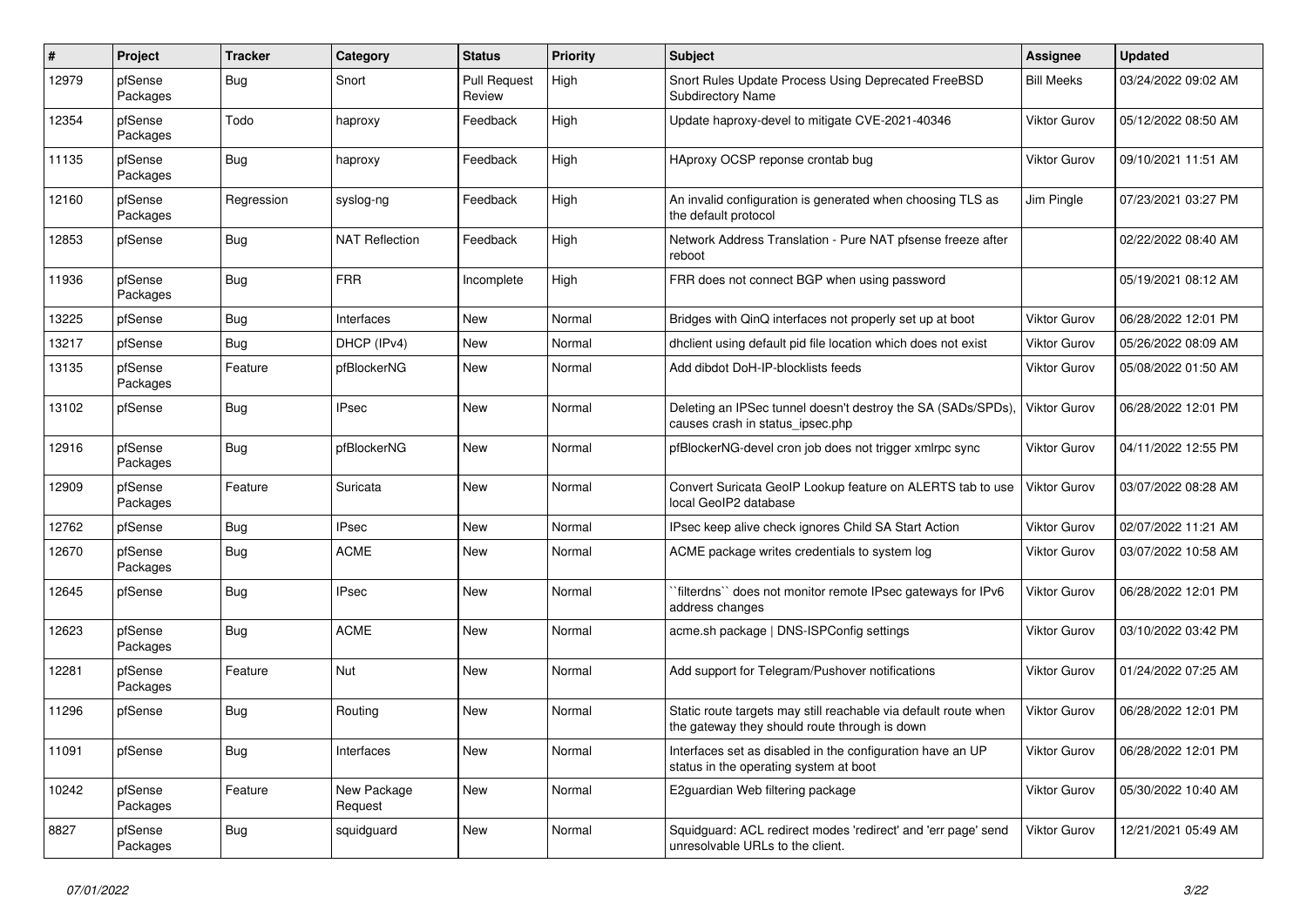| # | Project | Tracker | Category | Status | Priority | Subject | Assignee | Updated |
|---|---|---|---|---|---|---|---|---|
| 12979 | pfSense Packages | Bug | Snort | Pull Request Review | High | Snort Rules Update Process Using Deprecated FreeBSD Subdirectory Name | Bill Meeks | 03/24/2022 09:02 AM |
| 12354 | pfSense Packages | Todo | haproxy | Feedback | High | Update haproxy-devel to mitigate CVE-2021-40346 | Viktor Gurov | 05/12/2022 08:50 AM |
| 11135 | pfSense Packages | Bug | haproxy | Feedback | High | HAproxy OCSP reponse crontab bug | Viktor Gurov | 09/10/2021 11:51 AM |
| 12160 | pfSense Packages | Regression | syslog-ng | Feedback | High | An invalid configuration is generated when choosing TLS as the default protocol | Jim Pingle | 07/23/2021 03:27 PM |
| 12853 | pfSense | Bug | NAT Reflection | Feedback | High | Network Address Translation - Pure NAT pfsense freeze after reboot | | 02/22/2022 08:40 AM |
| 11936 | pfSense Packages | Bug | FRR | Incomplete | High | FRR does not connect BGP when using password | | 05/19/2021 08:12 AM |
| 13225 | pfSense | Bug | Interfaces | New | Normal | Bridges with QinQ interfaces not properly set up at boot | Viktor Gurov | 06/28/2022 12:01 PM |
| 13217 | pfSense | Bug | DHCP (IPv4) | New | Normal | dhclient using default pid file location which does not exist | Viktor Gurov | 05/26/2022 08:09 AM |
| 13135 | pfSense Packages | Feature | pfBlockerNG | New | Normal | Add dibdot DoH-IP-blocklists feeds | Viktor Gurov | 05/08/2022 01:50 AM |
| 13102 | pfSense | Bug | IPsec | New | Normal | Deleting an IPSec tunnel doesn't destroy the SA (SADs/SPDs), causes crash in status_ipsec.php | Viktor Gurov | 06/28/2022 12:01 PM |
| 12916 | pfSense Packages | Bug | pfBlockerNG | New | Normal | pfBlockerNG-devel cron job does not trigger xmlrpc sync | Viktor Gurov | 04/11/2022 12:55 PM |
| 12909 | pfSense Packages | Feature | Suricata | New | Normal | Convert Suricata GeoIP Lookup feature on ALERTS tab to use local GeoIP2 database | Viktor Gurov | 03/07/2022 08:28 AM |
| 12762 | pfSense | Bug | IPsec | New | Normal | IPsec keep alive check ignores Child SA Start Action | Viktor Gurov | 02/07/2022 11:21 AM |
| 12670 | pfSense Packages | Bug | ACME | New | Normal | ACME package writes credentials to system log | Viktor Gurov | 03/07/2022 10:58 AM |
| 12645 | pfSense | Bug | IPsec | New | Normal | ``filterdns`` does not monitor remote IPsec gateways for IPv6 address changes | Viktor Gurov | 06/28/2022 12:01 PM |
| 12623 | pfSense Packages | Bug | ACME | New | Normal | acme.sh package \| DNS-ISPConfig settings | Viktor Gurov | 03/10/2022 03:42 PM |
| 12281 | pfSense Packages | Feature | Nut | New | Normal | Add support for Telegram/Pushover notifications | Viktor Gurov | 01/24/2022 07:25 AM |
| 11296 | pfSense | Bug | Routing | New | Normal | Static route targets may still reachable via default route when the gateway they should route through is down | Viktor Gurov | 06/28/2022 12:01 PM |
| 11091 | pfSense | Bug | Interfaces | New | Normal | Interfaces set as disabled in the configuration have an UP status in the operating system at boot | Viktor Gurov | 06/28/2022 12:01 PM |
| 10242 | pfSense Packages | Feature | New Package Request | New | Normal | E2guardian Web filtering package | Viktor Gurov | 05/30/2022 10:40 AM |
| 8827 | pfSense Packages | Bug | squidguard | New | Normal | Squidguard: ACL redirect modes 'redirect' and 'err page' send unresolvable URLs to the client. | Viktor Gurov | 12/21/2021 05:49 AM |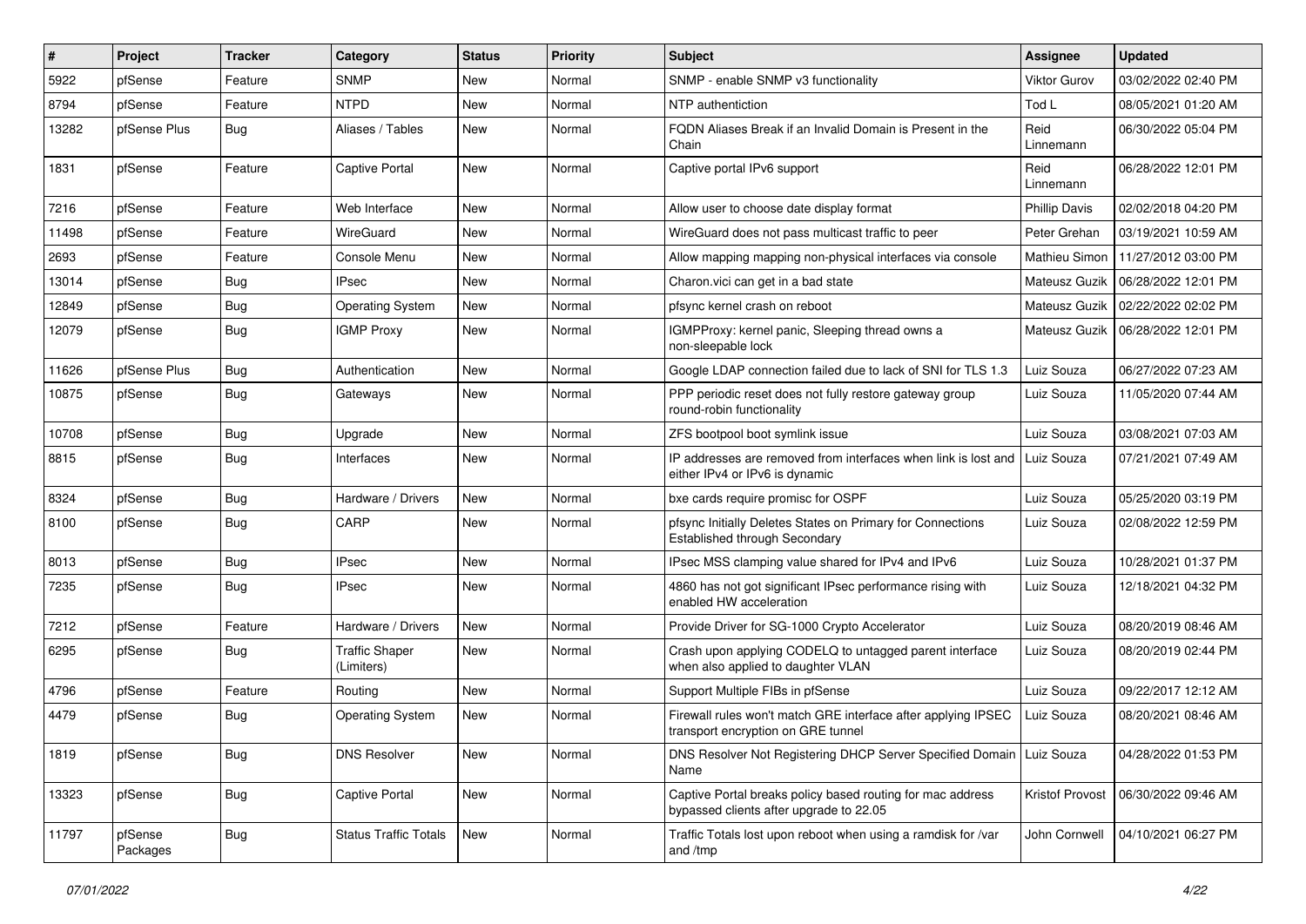| # | Project | Tracker | Category | Status | Priority | Subject | Assignee | Updated |
|---|---|---|---|---|---|---|---|---|
| 5922 | pfSense | Feature | SNMP | New | Normal | SNMP - enable SNMP v3 functionality | Viktor Gurov | 03/02/2022 02:40 PM |
| 8794 | pfSense | Feature | NTPD | New | Normal | NTP authentiction | Tod L | 08/05/2021 01:20 AM |
| 13282 | pfSense Plus | Bug | Aliases / Tables | New | Normal | FQDN Aliases Break if an Invalid Domain is Present in the Chain | Reid Linnemann | 06/30/2022 05:04 PM |
| 1831 | pfSense | Feature | Captive Portal | New | Normal | Captive portal IPv6 support | Reid Linnemann | 06/28/2022 12:01 PM |
| 7216 | pfSense | Feature | Web Interface | New | Normal | Allow user to choose date display format | Phillip Davis | 02/02/2018 04:20 PM |
| 11498 | pfSense | Feature | WireGuard | New | Normal | WireGuard does not pass multicast traffic to peer | Peter Grehan | 03/19/2021 10:59 AM |
| 2693 | pfSense | Feature | Console Menu | New | Normal | Allow mapping mapping non-physical interfaces via console | Mathieu Simon | 11/27/2012 03:00 PM |
| 13014 | pfSense | Bug | IPsec | New | Normal | Charon.vici can get in a bad state | Mateusz Guzik | 06/28/2022 12:01 PM |
| 12849 | pfSense | Bug | Operating System | New | Normal | pfsync kernel crash on reboot | Mateusz Guzik | 02/22/2022 02:02 PM |
| 12079 | pfSense | Bug | IGMP Proxy | New | Normal | IGMPProxy: kernel panic, Sleeping thread owns a non-sleepable lock | Mateusz Guzik | 06/28/2022 12:01 PM |
| 11626 | pfSense Plus | Bug | Authentication | New | Normal | Google LDAP connection failed due to lack of SNI for TLS 1.3 | Luiz Souza | 06/27/2022 07:23 AM |
| 10875 | pfSense | Bug | Gateways | New | Normal | PPP periodic reset does not fully restore gateway group round-robin functionality | Luiz Souza | 11/05/2020 07:44 AM |
| 10708 | pfSense | Bug | Upgrade | New | Normal | ZFS bootpool boot symlink issue | Luiz Souza | 03/08/2021 07:03 AM |
| 8815 | pfSense | Bug | Interfaces | New | Normal | IP addresses are removed from interfaces when link is lost and either IPv4 or IPv6 is dynamic | Luiz Souza | 07/21/2021 07:49 AM |
| 8324 | pfSense | Bug | Hardware / Drivers | New | Normal | bxe cards require promisc for OSPF | Luiz Souza | 05/25/2020 03:19 PM |
| 8100 | pfSense | Bug | CARP | New | Normal | pfsync Initially Deletes States on Primary for Connections Established through Secondary | Luiz Souza | 02/08/2022 12:59 PM |
| 8013 | pfSense | Bug | IPsec | New | Normal | IPsec MSS clamping value shared for IPv4 and IPv6 | Luiz Souza | 10/28/2021 01:37 PM |
| 7235 | pfSense | Bug | IPsec | New | Normal | 4860 has not got significant IPsec performance rising with enabled HW acceleration | Luiz Souza | 12/18/2021 04:32 PM |
| 7212 | pfSense | Feature | Hardware / Drivers | New | Normal | Provide Driver for SG-1000 Crypto Accelerator | Luiz Souza | 08/20/2019 08:46 AM |
| 6295 | pfSense | Bug | Traffic Shaper (Limiters) | New | Normal | Crash upon applying CODELQ to untagged parent interface when also applied to daughter VLAN | Luiz Souza | 08/20/2019 02:44 PM |
| 4796 | pfSense | Feature | Routing | New | Normal | Support Multiple FIBs in pfSense | Luiz Souza | 09/22/2017 12:12 AM |
| 4479 | pfSense | Bug | Operating System | New | Normal | Firewall rules won't match GRE interface after applying IPSEC transport encryption on GRE tunnel | Luiz Souza | 08/20/2021 08:46 AM |
| 1819 | pfSense | Bug | DNS Resolver | New | Normal | DNS Resolver Not Registering DHCP Server Specified Domain Name | Luiz Souza | 04/28/2022 01:53 PM |
| 13323 | pfSense | Bug | Captive Portal | New | Normal | Captive Portal breaks policy based routing for mac address bypassed clients after upgrade to 22.05 | Kristof Provost | 06/30/2022 09:46 AM |
| 11797 | pfSense Packages | Bug | Status Traffic Totals | New | Normal | Traffic Totals lost upon reboot when using a ramdisk for /var and /tmp | John Cornwell | 04/10/2021 06:27 PM |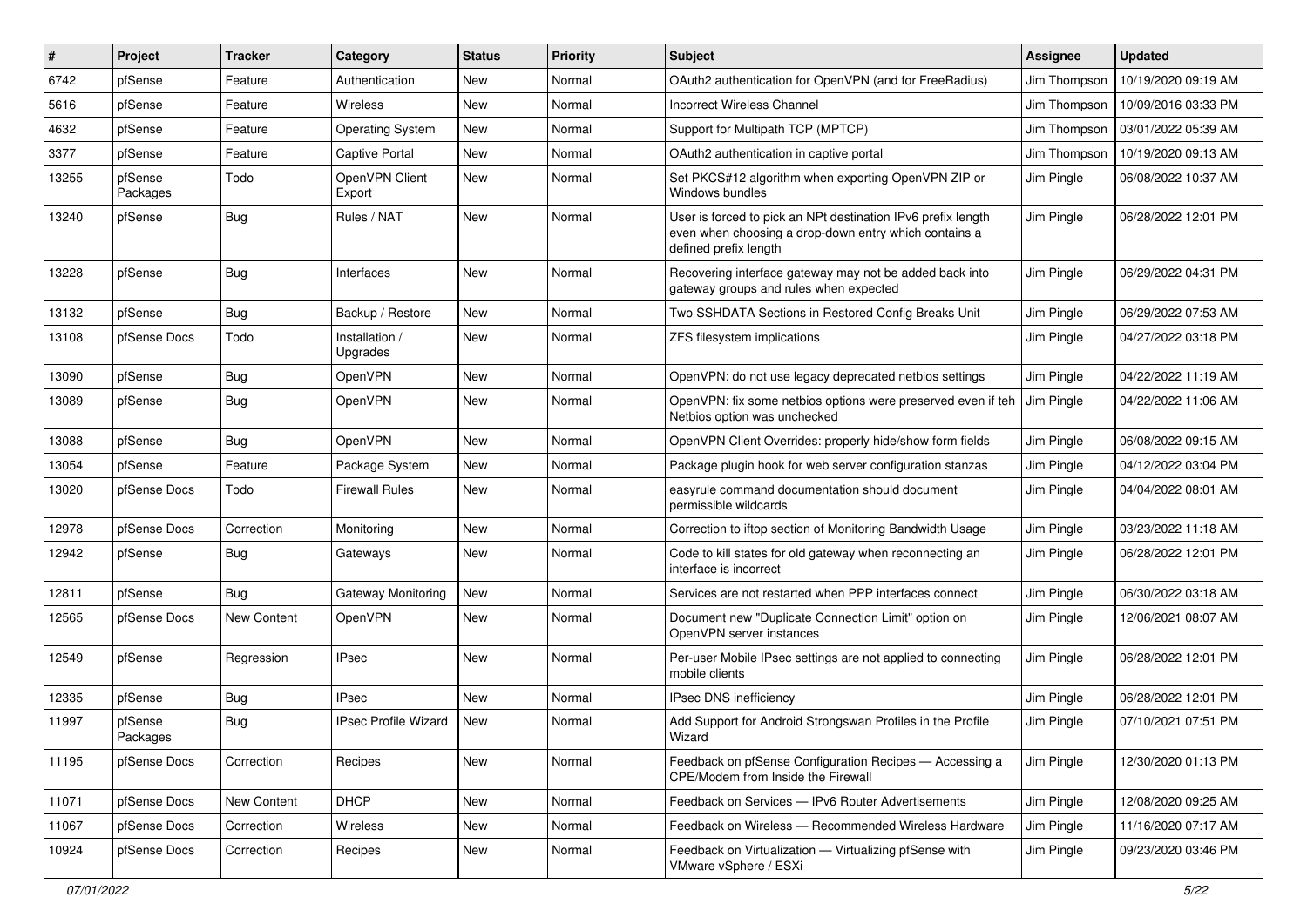| # | Project | Tracker | Category | Status | Priority | Subject | Assignee | Updated |
|---|---|---|---|---|---|---|---|---|
| 6742 | pfSense | Feature | Authentication | New | Normal | OAuth2 authentication for OpenVPN (and for FreeRadius) | Jim Thompson | 10/19/2020 09:19 AM |
| 5616 | pfSense | Feature | Wireless | New | Normal | Incorrect Wireless Channel | Jim Thompson | 10/09/2016 03:33 PM |
| 4632 | pfSense | Feature | Operating System | New | Normal | Support for Multipath TCP (MPTCP) | Jim Thompson | 03/01/2022 05:39 AM |
| 3377 | pfSense | Feature | Captive Portal | New | Normal | OAuth2 authentication in captive portal | Jim Thompson | 10/19/2020 09:13 AM |
| 13255 | pfSense Packages | Todo | OpenVPN Client Export | New | Normal | Set PKCS#12 algorithm when exporting OpenVPN ZIP or Windows bundles | Jim Pingle | 06/08/2022 10:37 AM |
| 13240 | pfSense | Bug | Rules / NAT | New | Normal | User is forced to pick an NPt destination IPv6 prefix length even when choosing a drop-down entry which contains a defined prefix length | Jim Pingle | 06/28/2022 12:01 PM |
| 13228 | pfSense | Bug | Interfaces | New | Normal | Recovering interface gateway may not be added back into gateway groups and rules when expected | Jim Pingle | 06/29/2022 04:31 PM |
| 13132 | pfSense | Bug | Backup / Restore | New | Normal | Two SSHDATA Sections in Restored Config Breaks Unit | Jim Pingle | 06/29/2022 07:53 AM |
| 13108 | pfSense Docs | Todo | Installation / Upgrades | New | Normal | ZFS filesystem implications | Jim Pingle | 04/27/2022 03:18 PM |
| 13090 | pfSense | Bug | OpenVPN | New | Normal | OpenVPN: do not use legacy deprecated netbios settings | Jim Pingle | 04/22/2022 11:19 AM |
| 13089 | pfSense | Bug | OpenVPN | New | Normal | OpenVPN: fix some netbios options were preserved even if teh Netbios option was unchecked | Jim Pingle | 04/22/2022 11:06 AM |
| 13088 | pfSense | Bug | OpenVPN | New | Normal | OpenVPN Client Overrides: properly hide/show form fields | Jim Pingle | 06/08/2022 09:15 AM |
| 13054 | pfSense | Feature | Package System | New | Normal | Package plugin hook for web server configuration stanzas | Jim Pingle | 04/12/2022 03:04 PM |
| 13020 | pfSense Docs | Todo | Firewall Rules | New | Normal | easyrule command documentation should document permissible wildcards | Jim Pingle | 04/04/2022 08:01 AM |
| 12978 | pfSense Docs | Correction | Monitoring | New | Normal | Correction to iftop section of Monitoring Bandwidth Usage | Jim Pingle | 03/23/2022 11:18 AM |
| 12942 | pfSense | Bug | Gateways | New | Normal | Code to kill states for old gateway when reconnecting an interface is incorrect | Jim Pingle | 06/28/2022 12:01 PM |
| 12811 | pfSense | Bug | Gateway Monitoring | New | Normal | Services are not restarted when PPP interfaces connect | Jim Pingle | 06/30/2022 03:18 AM |
| 12565 | pfSense Docs | New Content | OpenVPN | New | Normal | Document new "Duplicate Connection Limit" option on OpenVPN server instances | Jim Pingle | 12/06/2021 08:07 AM |
| 12549 | pfSense | Regression | IPsec | New | Normal | Per-user Mobile IPsec settings are not applied to connecting mobile clients | Jim Pingle | 06/28/2022 12:01 PM |
| 12335 | pfSense | Bug | IPsec | New | Normal | IPsec DNS inefficiency | Jim Pingle | 06/28/2022 12:01 PM |
| 11997 | pfSense Packages | Bug | IPsec Profile Wizard | New | Normal | Add Support for Android Strongswan Profiles in the Profile Wizard | Jim Pingle | 07/10/2021 07:51 PM |
| 11195 | pfSense Docs | Correction | Recipes | New | Normal | Feedback on pfSense Configuration Recipes — Accessing a CPE/Modem from Inside the Firewall | Jim Pingle | 12/30/2020 01:13 PM |
| 11071 | pfSense Docs | New Content | DHCP | New | Normal | Feedback on Services — IPv6 Router Advertisements | Jim Pingle | 12/08/2020 09:25 AM |
| 11067 | pfSense Docs | Correction | Wireless | New | Normal | Feedback on Wireless — Recommended Wireless Hardware | Jim Pingle | 11/16/2020 07:17 AM |
| 10924 | pfSense Docs | Correction | Recipes | New | Normal | Feedback on Virtualization — Virtualizing pfSense with VMware vSphere / ESXi | Jim Pingle | 09/23/2020 03:46 PM |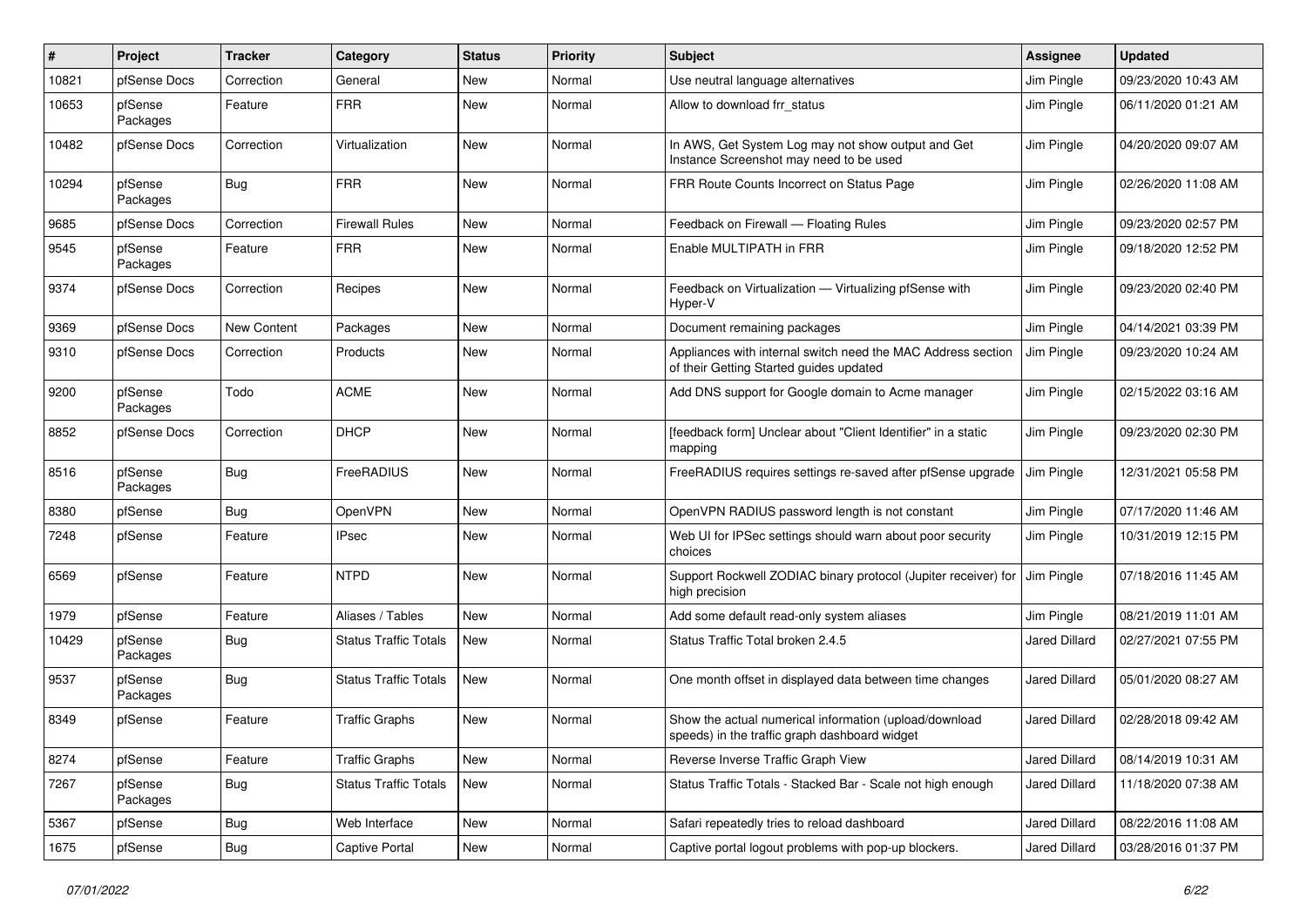| # | Project | Tracker | Category | Status | Priority | Subject | Assignee | Updated |
|---|---|---|---|---|---|---|---|---|
| 10821 | pfSense Docs | Correction | General | New | Normal | Use neutral language alternatives | Jim Pingle | 09/23/2020 10:43 AM |
| 10653 | pfSense Packages | Feature | FRR | New | Normal | Allow to download frr_status | Jim Pingle | 06/11/2020 01:21 AM |
| 10482 | pfSense Docs | Correction | Virtualization | New | Normal | In AWS, Get System Log may not show output and Get Instance Screenshot may need to be used | Jim Pingle | 04/20/2020 09:07 AM |
| 10294 | pfSense Packages | Bug | FRR | New | Normal | FRR Route Counts Incorrect on Status Page | Jim Pingle | 02/26/2020 11:08 AM |
| 9685 | pfSense Docs | Correction | Firewall Rules | New | Normal | Feedback on Firewall — Floating Rules | Jim Pingle | 09/23/2020 02:57 PM |
| 9545 | pfSense Packages | Feature | FRR | New | Normal | Enable MULTIPATH in FRR | Jim Pingle | 09/18/2020 12:52 PM |
| 9374 | pfSense Docs | Correction | Recipes | New | Normal | Feedback on Virtualization — Virtualizing pfSense with Hyper-V | Jim Pingle | 09/23/2020 02:40 PM |
| 9369 | pfSense Docs | New Content | Packages | New | Normal | Document remaining packages | Jim Pingle | 04/14/2021 03:39 PM |
| 9310 | pfSense Docs | Correction | Products | New | Normal | Appliances with internal switch need the MAC Address section of their Getting Started guides updated | Jim Pingle | 09/23/2020 10:24 AM |
| 9200 | pfSense Packages | Todo | ACME | New | Normal | Add DNS support for Google domain to Acme manager | Jim Pingle | 02/15/2022 03:16 AM |
| 8852 | pfSense Docs | Correction | DHCP | New | Normal | [feedback form] Unclear about "Client Identifier" in a static mapping | Jim Pingle | 09/23/2020 02:30 PM |
| 8516 | pfSense Packages | Bug | FreeRADIUS | New | Normal | FreeRADIUS requires settings re-saved after pfSense upgrade | Jim Pingle | 12/31/2021 05:58 PM |
| 8380 | pfSense | Bug | OpenVPN | New | Normal | OpenVPN RADIUS password length is not constant | Jim Pingle | 07/17/2020 11:46 AM |
| 7248 | pfSense | Feature | IPsec | New | Normal | Web UI for IPSec settings should warn about poor security choices | Jim Pingle | 10/31/2019 12:15 PM |
| 6569 | pfSense | Feature | NTPD | New | Normal | Support Rockwell ZODIAC binary protocol (Jupiter receiver) for high precision | Jim Pingle | 07/18/2016 11:45 AM |
| 1979 | pfSense | Feature | Aliases / Tables | New | Normal | Add some default read-only system aliases | Jim Pingle | 08/21/2019 11:01 AM |
| 10429 | pfSense Packages | Bug | Status Traffic Totals | New | Normal | Status Traffic Total broken 2.4.5 | Jared Dillard | 02/27/2021 07:55 PM |
| 9537 | pfSense Packages | Bug | Status Traffic Totals | New | Normal | One month offset in displayed data between time changes | Jared Dillard | 05/01/2020 08:27 AM |
| 8349 | pfSense | Feature | Traffic Graphs | New | Normal | Show the actual numerical information (upload/download speeds) in the traffic graph dashboard widget | Jared Dillard | 02/28/2018 09:42 AM |
| 8274 | pfSense | Feature | Traffic Graphs | New | Normal | Reverse Inverse Traffic Graph View | Jared Dillard | 08/14/2019 10:31 AM |
| 7267 | pfSense Packages | Bug | Status Traffic Totals | New | Normal | Status Traffic Totals - Stacked Bar - Scale not high enough | Jared Dillard | 11/18/2020 07:38 AM |
| 5367 | pfSense | Bug | Web Interface | New | Normal | Safari repeatedly tries to reload dashboard | Jared Dillard | 08/22/2016 11:08 AM |
| 1675 | pfSense | Bug | Captive Portal | New | Normal | Captive portal logout problems with pop-up blockers. | Jared Dillard | 03/28/2016 01:37 PM |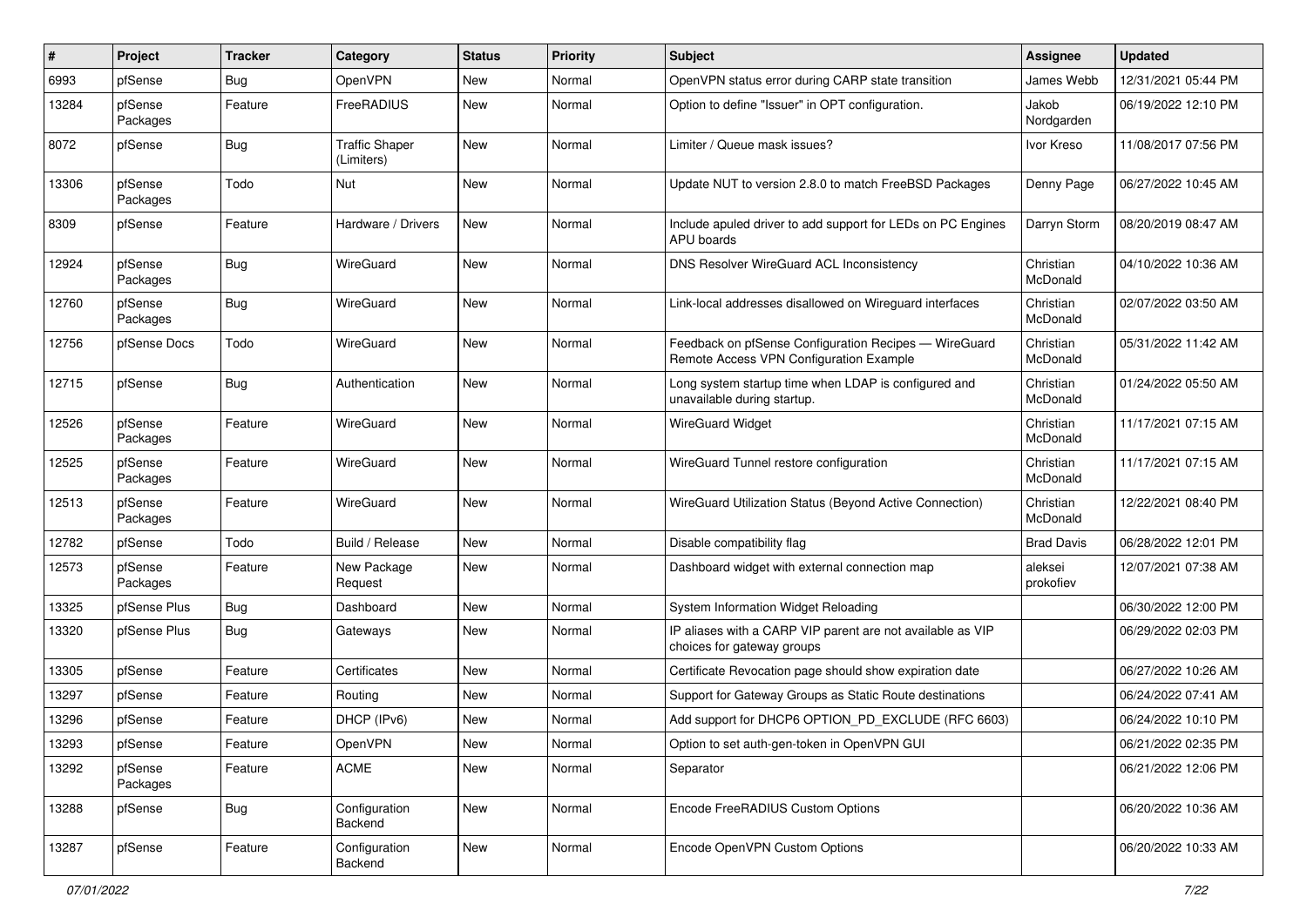| # | Project | Tracker | Category | Status | Priority | Subject | Assignee | Updated |
|---|---|---|---|---|---|---|---|---|
| 6993 | pfSense | Bug | OpenVPN | New | Normal | OpenVPN status error during CARP state transition | James Webb | 12/31/2021 05:44 PM |
| 13284 | pfSense Packages | Feature | FreeRADIUS | New | Normal | Option to define "Issuer" in OPT configuration. | Jakob Nordgarden | 06/19/2022 12:10 PM |
| 8072 | pfSense | Bug | Traffic Shaper (Limiters) | New | Normal | Limiter / Queue mask issues? | Ivor Kreso | 11/08/2017 07:56 PM |
| 13306 | pfSense Packages | Todo | Nut | New | Normal | Update NUT to version 2.8.0 to match FreeBSD Packages | Denny Page | 06/27/2022 10:45 AM |
| 8309 | pfSense | Feature | Hardware / Drivers | New | Normal | Include apuled driver to add support for LEDs on PC Engines APU boards | Darryn Storm | 08/20/2019 08:47 AM |
| 12924 | pfSense Packages | Bug | WireGuard | New | Normal | DNS Resolver WireGuard ACL Inconsistency | Christian McDonald | 04/10/2022 10:36 AM |
| 12760 | pfSense Packages | Bug | WireGuard | New | Normal | Link-local addresses disallowed on Wireguard interfaces | Christian McDonald | 02/07/2022 03:50 AM |
| 12756 | pfSense Docs | Todo | WireGuard | New | Normal | Feedback on pfSense Configuration Recipes — WireGuard Remote Access VPN Configuration Example | Christian McDonald | 05/31/2022 11:42 AM |
| 12715 | pfSense | Bug | Authentication | New | Normal | Long system startup time when LDAP is configured and unavailable during startup. | Christian McDonald | 01/24/2022 05:50 AM |
| 12526 | pfSense Packages | Feature | WireGuard | New | Normal | WireGuard Widget | Christian McDonald | 11/17/2021 07:15 AM |
| 12525 | pfSense Packages | Feature | WireGuard | New | Normal | WireGuard Tunnel restore configuration | Christian McDonald | 11/17/2021 07:15 AM |
| 12513 | pfSense Packages | Feature | WireGuard | New | Normal | WireGuard Utilization Status (Beyond Active Connection) | Christian McDonald | 12/22/2021 08:40 PM |
| 12782 | pfSense | Todo | Build / Release | New | Normal | Disable compatibility flag | Brad Davis | 06/28/2022 12:01 PM |
| 12573 | pfSense Packages | Feature | New Package Request | New | Normal | Dashboard widget with external connection map | aleksei prokofiev | 12/07/2021 07:38 AM |
| 13325 | pfSense Plus | Bug | Dashboard | New | Normal | System Information Widget Reloading | | 06/30/2022 12:00 PM |
| 13320 | pfSense Plus | Bug | Gateways | New | Normal | IP aliases with a CARP VIP parent are not available as VIP choices for gateway groups | | 06/29/2022 02:03 PM |
| 13305 | pfSense | Feature | Certificates | New | Normal | Certificate Revocation page should show expiration date | | 06/27/2022 10:26 AM |
| 13297 | pfSense | Feature | Routing | New | Normal | Support for Gateway Groups as Static Route destinations | | 06/24/2022 07:41 AM |
| 13296 | pfSense | Feature | DHCP (IPv6) | New | Normal | Add support for DHCP6 OPTION_PD_EXCLUDE (RFC 6603) | | 06/24/2022 10:10 PM |
| 13293 | pfSense | Feature | OpenVPN | New | Normal | Option to set auth-gen-token in OpenVPN GUI | | 06/21/2022 02:35 PM |
| 13292 | pfSense Packages | Feature | ACME | New | Normal | Separator | | 06/21/2022 12:06 PM |
| 13288 | pfSense | Bug | Configuration Backend | New | Normal | Encode FreeRADIUS Custom Options | | 06/20/2022 10:36 AM |
| 13287 | pfSense | Feature | Configuration Backend | New | Normal | Encode OpenVPN Custom Options | | 06/20/2022 10:33 AM |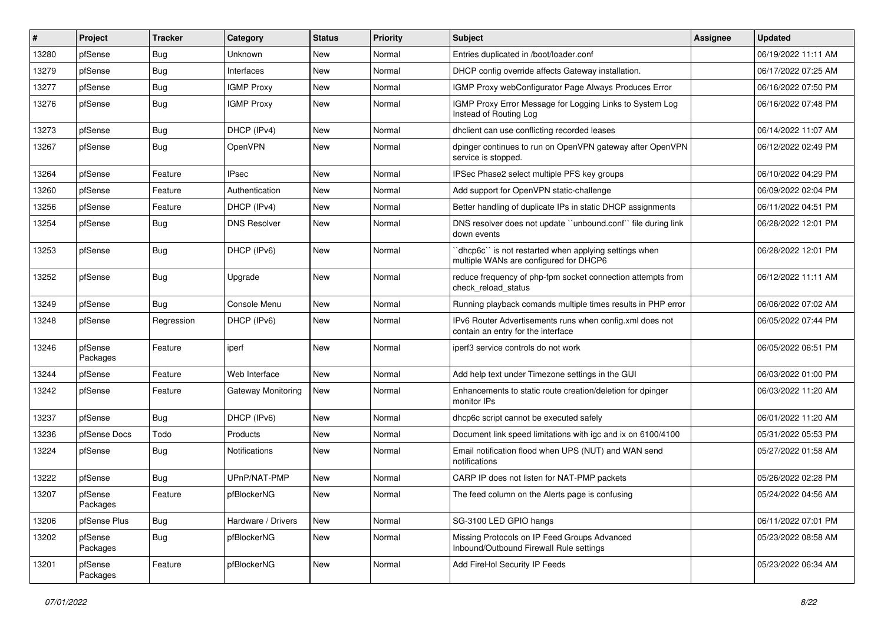| # | Project | Tracker | Category | Status | Priority | Subject | Assignee | Updated |
|---|---|---|---|---|---|---|---|---|
| 13280 | pfSense | Bug | Unknown | New | Normal | Entries duplicated in /boot/loader.conf | | 06/19/2022 11:11 AM |
| 13279 | pfSense | Bug | Interfaces | New | Normal | DHCP config override affects Gateway installation. | | 06/17/2022 07:25 AM |
| 13277 | pfSense | Bug | IGMP Proxy | New | Normal | IGMP Proxy webConfigurator Page Always Produces Error | | 06/16/2022 07:50 PM |
| 13276 | pfSense | Bug | IGMP Proxy | New | Normal | IGMP Proxy Error Message for Logging Links to System Log Instead of Routing Log | | 06/16/2022 07:48 PM |
| 13273 | pfSense | Bug | DHCP (IPv4) | New | Normal | dhclient can use conflicting recorded leases | | 06/14/2022 11:07 AM |
| 13267 | pfSense | Bug | OpenVPN | New | Normal | dpinger continues to run on OpenVPN gateway after OpenVPN service is stopped. | | 06/12/2022 02:49 PM |
| 13264 | pfSense | Feature | IPsec | New | Normal | IPSec Phase2 select multiple PFS key groups | | 06/10/2022 04:29 PM |
| 13260 | pfSense | Feature | Authentication | New | Normal | Add support for OpenVPN static-challenge | | 06/09/2022 02:04 PM |
| 13256 | pfSense | Feature | DHCP (IPv4) | New | Normal | Better handling of duplicate IPs in static DHCP assignments | | 06/11/2022 04:51 PM |
| 13254 | pfSense | Bug | DNS Resolver | New | Normal | DNS resolver does not update ``unbound.conf`` file during link down events | | 06/28/2022 12:01 PM |
| 13253 | pfSense | Bug | DHCP (IPv6) | New | Normal | ``dhcp6c`` is not restarted when applying settings when multiple WANs are configured for DHCP6 | | 06/28/2022 12:01 PM |
| 13252 | pfSense | Bug | Upgrade | New | Normal | reduce frequency of php-fpm socket connection attempts from check_reload_status | | 06/12/2022 11:11 AM |
| 13249 | pfSense | Bug | Console Menu | New | Normal | Running playback comands multiple times results in PHP error | | 06/06/2022 07:02 AM |
| 13248 | pfSense | Regression | DHCP (IPv6) | New | Normal | IPv6 Router Advertisements runs when config.xml does not contain an entry for the interface | | 06/05/2022 07:44 PM |
| 13246 | pfSense Packages | Feature | iperf | New | Normal | iperf3 service controls do not work | | 06/05/2022 06:51 PM |
| 13244 | pfSense | Feature | Web Interface | New | Normal | Add help text under Timezone settings in the GUI | | 06/03/2022 01:00 PM |
| 13242 | pfSense | Feature | Gateway Monitoring | New | Normal | Enhancements to static route creation/deletion for dpinger monitor IPs | | 06/03/2022 11:20 AM |
| 13237 | pfSense | Bug | DHCP (IPv6) | New | Normal | dhcp6c script cannot be executed safely | | 06/01/2022 11:20 AM |
| 13236 | pfSense Docs | Todo | Products | New | Normal | Document link speed limitations with igc and ix on 6100/4100 | | 05/31/2022 05:53 PM |
| 13224 | pfSense | Bug | Notifications | New | Normal | Email notification flood when UPS (NUT) and WAN send notifications | | 05/27/2022 01:58 AM |
| 13222 | pfSense | Bug | UPnP/NAT-PMP | New | Normal | CARP IP does not listen for NAT-PMP packets | | 05/26/2022 02:28 PM |
| 13207 | pfSense Packages | Feature | pfBlockerNG | New | Normal | The feed column on the Alerts page is confusing | | 05/24/2022 04:56 AM |
| 13206 | pfSense Plus | Bug | Hardware / Drivers | New | Normal | SG-3100 LED GPIO hangs | | 06/11/2022 07:01 PM |
| 13202 | pfSense Packages | Bug | pfBlockerNG | New | Normal | Missing Protocols on IP Feed Groups Advanced Inbound/Outbound Firewall Rule settings | | 05/23/2022 08:58 AM |
| 13201 | pfSense Packages | Feature | pfBlockerNG | New | Normal | Add FireHol Security IP Feeds | | 05/23/2022 06:34 AM |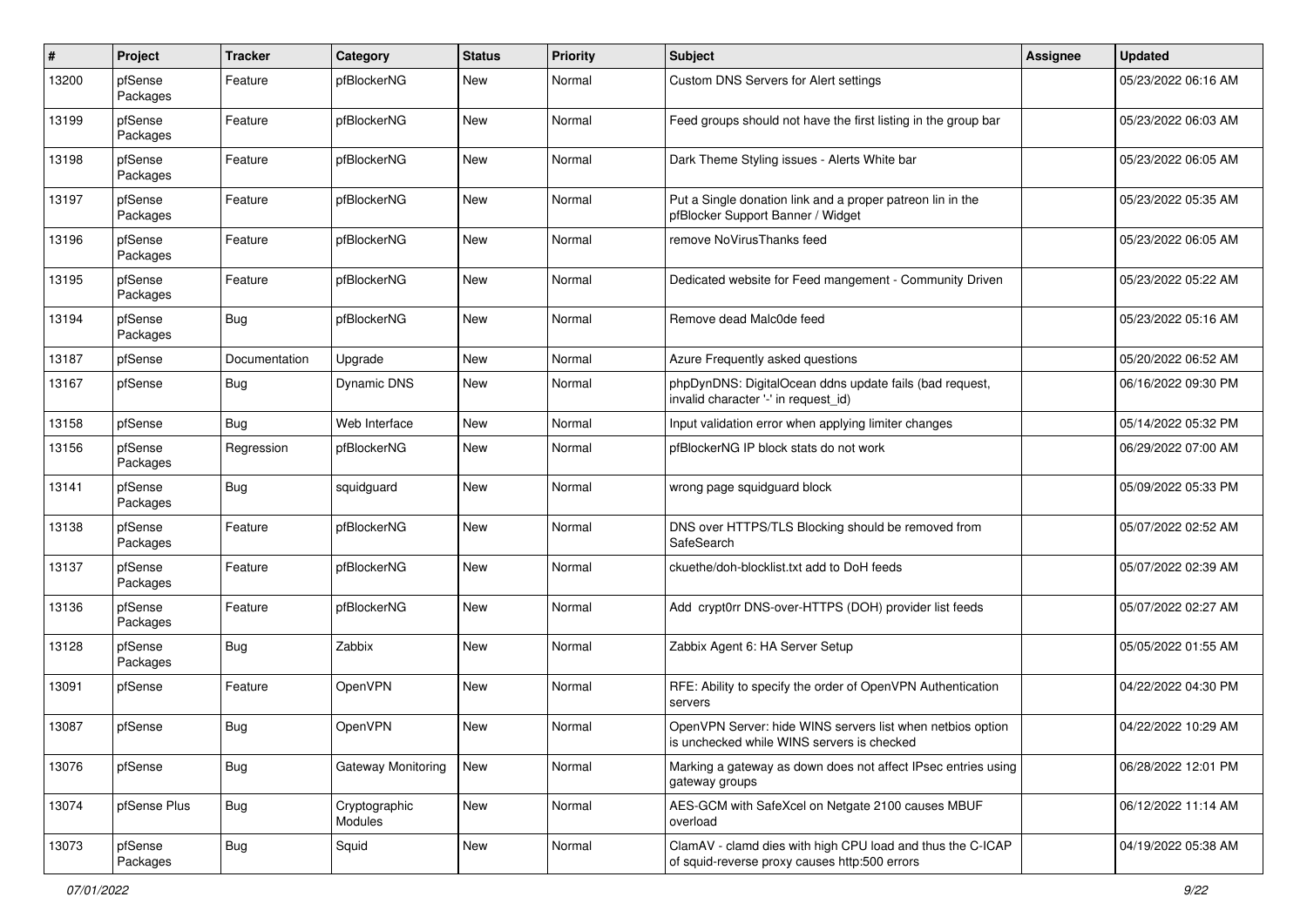| # | Project | Tracker | Category | Status | Priority | Subject | Assignee | Updated |
|---|---|---|---|---|---|---|---|---|
| 13200 | pfSense Packages | Feature | pfBlockerNG | New | Normal | Custom DNS Servers for Alert settings | | 05/23/2022 06:16 AM |
| 13199 | pfSense Packages | Feature | pfBlockerNG | New | Normal | Feed groups should not have the first listing in the group bar | | 05/23/2022 06:03 AM |
| 13198 | pfSense Packages | Feature | pfBlockerNG | New | Normal | Dark Theme Styling issues - Alerts White bar | | 05/23/2022 06:05 AM |
| 13197 | pfSense Packages | Feature | pfBlockerNG | New | Normal | Put a Single donation link and a proper patreon lin in the pfBlocker Support Banner / Widget | | 05/23/2022 05:35 AM |
| 13196 | pfSense Packages | Feature | pfBlockerNG | New | Normal | remove NoVirusThanks feed | | 05/23/2022 06:05 AM |
| 13195 | pfSense Packages | Feature | pfBlockerNG | New | Normal | Dedicated website for Feed mangement - Community Driven | | 05/23/2022 05:22 AM |
| 13194 | pfSense Packages | Bug | pfBlockerNG | New | Normal | Remove dead Malc0de feed | | 05/23/2022 05:16 AM |
| 13187 | pfSense | Documentation | Upgrade | New | Normal | Azure Frequently asked questions | | 05/20/2022 06:52 AM |
| 13167 | pfSense | Bug | Dynamic DNS | New | Normal | phpDynDNS: DigitalOcean ddns update fails (bad request, invalid character '-' in request_id) | | 06/16/2022 09:30 PM |
| 13158 | pfSense | Bug | Web Interface | New | Normal | Input validation error when applying limiter changes | | 05/14/2022 05:32 PM |
| 13156 | pfSense Packages | Regression | pfBlockerNG | New | Normal | pfBlockerNG IP block stats do not work | | 06/29/2022 07:00 AM |
| 13141 | pfSense Packages | Bug | squidguard | New | Normal | wrong page squidguard block | | 05/09/2022 05:33 PM |
| 13138 | pfSense Packages | Feature | pfBlockerNG | New | Normal | DNS over HTTPS/TLS Blocking should be removed from SafeSearch | | 05/07/2022 02:52 AM |
| 13137 | pfSense Packages | Feature | pfBlockerNG | New | Normal | ckuethe/doh-blocklist.txt add to DoH feeds | | 05/07/2022 02:39 AM |
| 13136 | pfSense Packages | Feature | pfBlockerNG | New | Normal | Add crypt0rr DNS-over-HTTPS (DOH) provider list feeds | | 05/07/2022 02:27 AM |
| 13128 | pfSense Packages | Bug | Zabbix | New | Normal | Zabbix Agent 6: HA Server Setup | | 05/05/2022 01:55 AM |
| 13091 | pfSense | Feature | OpenVPN | New | Normal | RFE: Ability to specify the order of OpenVPN Authentication servers | | 04/22/2022 04:30 PM |
| 13087 | pfSense | Bug | OpenVPN | New | Normal | OpenVPN Server: hide WINS servers list when netbios option is unchecked while WINS servers is checked | | 04/22/2022 10:29 AM |
| 13076 | pfSense | Bug | Gateway Monitoring | New | Normal | Marking a gateway as down does not affect IPsec entries using gateway groups | | 06/28/2022 12:01 PM |
| 13074 | pfSense Plus | Bug | Cryptographic Modules | New | Normal | AES-GCM with SafeXcel on Netgate 2100 causes MBUF overload | | 06/12/2022 11:14 AM |
| 13073 | pfSense Packages | Bug | Squid | New | Normal | ClamAV - clamd dies with high CPU load and thus the C-ICAP of squid-reverse proxy causes http:500 errors | | 04/19/2022 05:38 AM |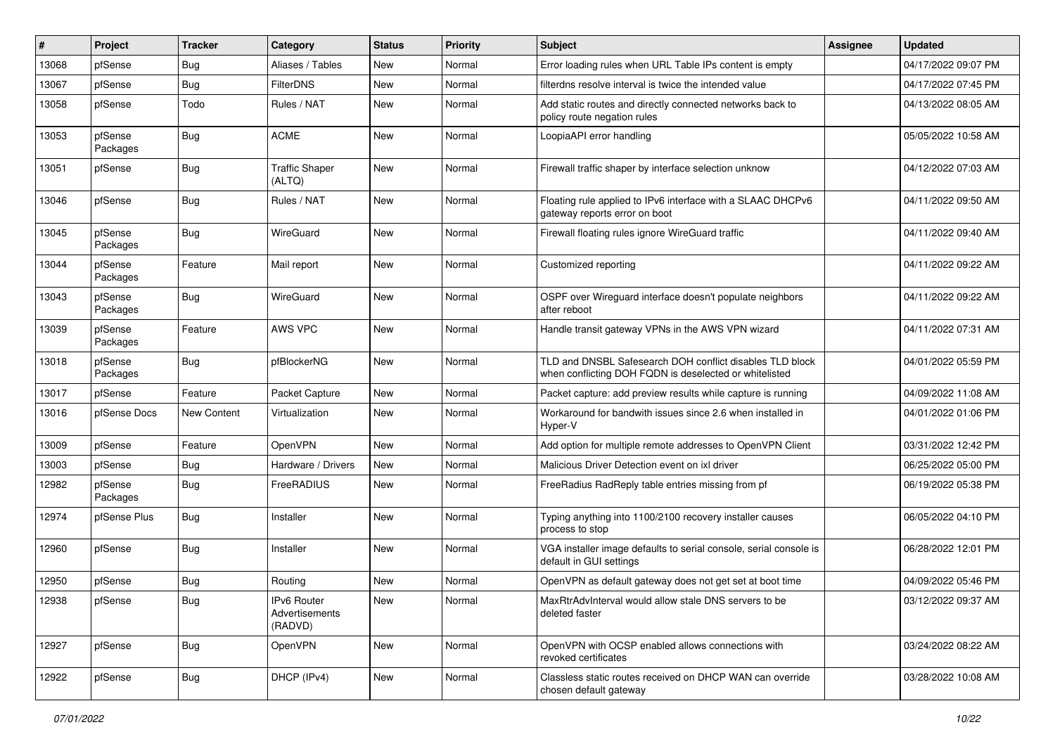| # | Project | Tracker | Category | Status | Priority | Subject | Assignee | Updated |
|---|---|---|---|---|---|---|---|---|
| 13068 | pfSense | Bug | Aliases / Tables | New | Normal | Error loading rules when URL Table IPs content is empty | | 04/17/2022 09:07 PM |
| 13067 | pfSense | Bug | FilterDNS | New | Normal | filterdns resolve interval is twice the intended value | | 04/17/2022 07:45 PM |
| 13058 | pfSense | Todo | Rules / NAT | New | Normal | Add static routes and directly connected networks back to policy route negation rules | | 04/13/2022 08:05 AM |
| 13053 | pfSense Packages | Bug | ACME | New | Normal | LoopiaAPI error handling | | 05/05/2022 10:58 AM |
| 13051 | pfSense | Bug | Traffic Shaper (ALTQ) | New | Normal | Firewall traffic shaper by interface selection unknow | | 04/12/2022 07:03 AM |
| 13046 | pfSense | Bug | Rules / NAT | New | Normal | Floating rule applied to IPv6 interface with a SLAAC DHCPv6 gateway reports error on boot | | 04/11/2022 09:50 AM |
| 13045 | pfSense Packages | Bug | WireGuard | New | Normal | Firewall floating rules ignore WireGuard traffic | | 04/11/2022 09:40 AM |
| 13044 | pfSense Packages | Feature | Mail report | New | Normal | Customized reporting | | 04/11/2022 09:22 AM |
| 13043 | pfSense Packages | Bug | WireGuard | New | Normal | OSPF over Wireguard interface doesn't populate neighbors after reboot | | 04/11/2022 09:22 AM |
| 13039 | pfSense Packages | Feature | AWS VPC | New | Normal | Handle transit gateway VPNs in the AWS VPN wizard | | 04/11/2022 07:31 AM |
| 13018 | pfSense Packages | Bug | pfBlockerNG | New | Normal | TLD and DNSBL Safesearch DOH conflict disables TLD block when conflicting DOH FQDN is deselected or whitelisted | | 04/01/2022 05:59 PM |
| 13017 | pfSense | Feature | Packet Capture | New | Normal | Packet capture: add preview results while capture is running | | 04/09/2022 11:08 AM |
| 13016 | pfSense Docs | New Content | Virtualization | New | Normal | Workaround for bandwith issues since 2.6 when installed in Hyper-V | | 04/01/2022 01:06 PM |
| 13009 | pfSense | Feature | OpenVPN | New | Normal | Add option for multiple remote addresses to OpenVPN Client | | 03/31/2022 12:42 PM |
| 13003 | pfSense | Bug | Hardware / Drivers | New | Normal | Malicious Driver Detection event on ixl driver | | 06/25/2022 05:00 PM |
| 12982 | pfSense Packages | Bug | FreeRADIUS | New | Normal | FreeRadius RadReply table entries missing from pf | | 06/19/2022 05:38 PM |
| 12974 | pfSense Plus | Bug | Installer | New | Normal | Typing anything into 1100/2100 recovery installer causes process to stop | | 06/05/2022 04:10 PM |
| 12960 | pfSense | Bug | Installer | New | Normal | VGA installer image defaults to serial console, serial console is default in GUI settings | | 06/28/2022 12:01 PM |
| 12950 | pfSense | Bug | Routing | New | Normal | OpenVPN as default gateway does not get set at boot time | | 04/09/2022 05:46 PM |
| 12938 | pfSense | Bug | IPv6 Router Advertisements (RADVD) | New | Normal | MaxRtrAdvInterval would allow stale DNS servers to be deleted faster | | 03/12/2022 09:37 AM |
| 12927 | pfSense | Bug | OpenVPN | New | Normal | OpenVPN with OCSP enabled allows connections with revoked certificates | | 03/24/2022 08:22 AM |
| 12922 | pfSense | Bug | DHCP (IPv4) | New | Normal | Classless static routes received on DHCP WAN can override chosen default gateway | | 03/28/2022 10:08 AM |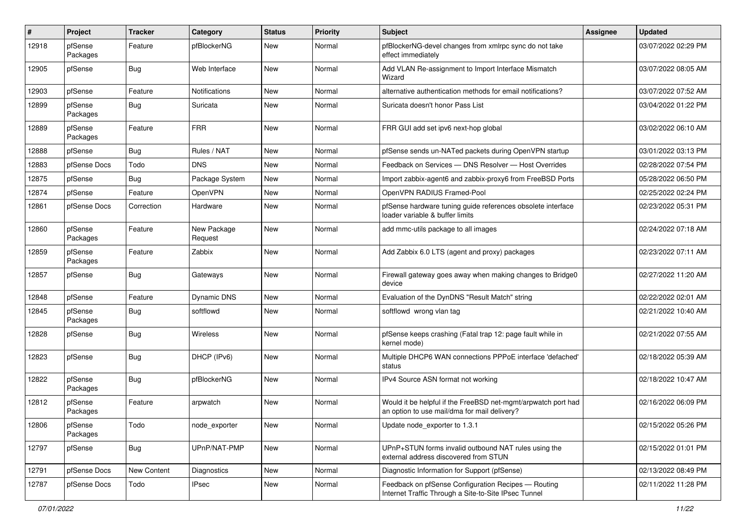| # | Project | Tracker | Category | Status | Priority | Subject | Assignee | Updated |
|---|---|---|---|---|---|---|---|---|
| 12918 | pfSense Packages | Feature | pfBlockerNG | New | Normal | pfBlockerNG-devel changes from xmlrpc sync do not take effect immediately | | 03/07/2022 02:29 PM |
| 12905 | pfSense | Bug | Web Interface | New | Normal | Add VLAN Re-assignment to Import Interface Mismatch Wizard | | 03/07/2022 08:05 AM |
| 12903 | pfSense | Feature | Notifications | New | Normal | alternative authentication methods for email notifications? | | 03/07/2022 07:52 AM |
| 12899 | pfSense Packages | Bug | Suricata | New | Normal | Suricata doesn't honor Pass List | | 03/04/2022 01:22 PM |
| 12889 | pfSense Packages | Feature | FRR | New | Normal | FRR GUI add set ipv6 next-hop global | | 03/02/2022 06:10 AM |
| 12888 | pfSense | Bug | Rules / NAT | New | Normal | pfSense sends un-NATed packets during OpenVPN startup | | 03/01/2022 03:13 PM |
| 12883 | pfSense Docs | Todo | DNS | New | Normal | Feedback on Services — DNS Resolver — Host Overrides | | 02/28/2022 07:54 PM |
| 12875 | pfSense | Bug | Package System | New | Normal | Import zabbix-agent6 and zabbix-proxy6 from FreeBSD Ports | | 05/28/2022 06:50 PM |
| 12874 | pfSense | Feature | OpenVPN | New | Normal | OpenVPN RADIUS Framed-Pool | | 02/25/2022 02:24 PM |
| 12861 | pfSense Docs | Correction | Hardware | New | Normal | pfSense hardware tuning guide references obsolete interface loader variable & buffer limits | | 02/23/2022 05:31 PM |
| 12860 | pfSense Packages | Feature | New Package Request | New | Normal | add mmc-utils package to all images | | 02/24/2022 07:18 AM |
| 12859 | pfSense Packages | Feature | Zabbix | New | Normal | Add Zabbix 6.0 LTS (agent and proxy) packages | | 02/23/2022 07:11 AM |
| 12857 | pfSense | Bug | Gateways | New | Normal | Firewall gateway goes away when making changes to Bridge0 device | | 02/27/2022 11:20 AM |
| 12848 | pfSense | Feature | Dynamic DNS | New | Normal | Evaluation of the DynDNS "Result Match" string | | 02/22/2022 02:01 AM |
| 12845 | pfSense Packages | Bug | softflowd | New | Normal | softflowd wrong vlan tag | | 02/21/2022 10:40 AM |
| 12828 | pfSense | Bug | Wireless | New | Normal | pfSense keeps crashing (Fatal trap 12: page fault while in kernel mode) | | 02/21/2022 07:55 AM |
| 12823 | pfSense | Bug | DHCP (IPv6) | New | Normal | Multiple DHCP6 WAN connections PPPoE interface 'defached' status | | 02/18/2022 05:39 AM |
| 12822 | pfSense Packages | Bug | pfBlockerNG | New | Normal | IPv4 Source ASN format not working | | 02/18/2022 10:47 AM |
| 12812 | pfSense Packages | Feature | arpwatch | New | Normal | Would it be helpful if the FreeBSD net-mgmt/arpwatch port had an option to use mail/dma for mail delivery? | | 02/16/2022 06:09 PM |
| 12806 | pfSense Packages | Todo | node_exporter | New | Normal | Update node_exporter to 1.3.1 | | 02/15/2022 05:26 PM |
| 12797 | pfSense | Bug | UPnP/NAT-PMP | New | Normal | UPnP+STUN forms invalid outbound NAT rules using the external address discovered from STUN | | 02/15/2022 01:01 PM |
| 12791 | pfSense Docs | New Content | Diagnostics | New | Normal | Diagnostic Information for Support (pfSense) | | 02/13/2022 08:49 PM |
| 12787 | pfSense Docs | Todo | IPsec | New | Normal | Feedback on pfSense Configuration Recipes — Routing Internet Traffic Through a Site-to-Site IPsec Tunnel | | 02/11/2022 11:28 PM |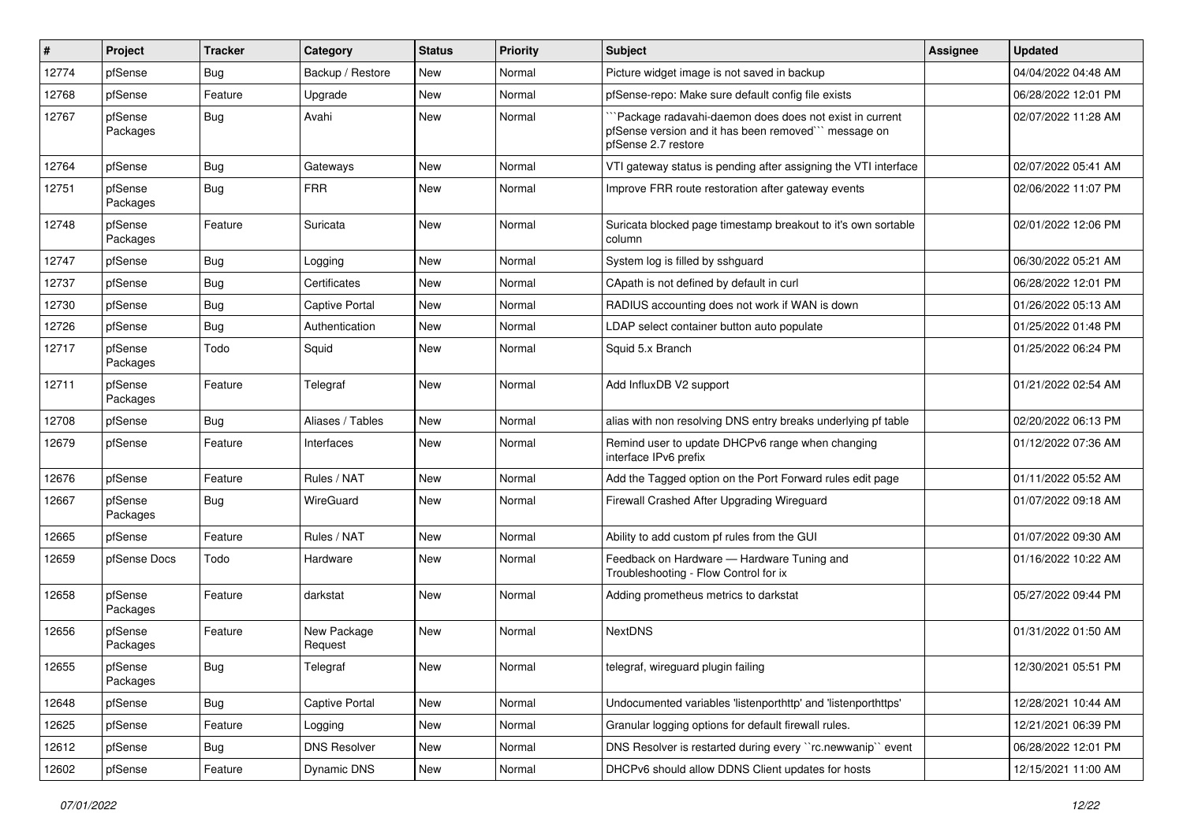| # | Project | Tracker | Category | Status | Priority | Subject | Assignee | Updated |
|---|---|---|---|---|---|---|---|---|
| 12774 | pfSense | Bug | Backup / Restore | New | Normal | Picture widget image is not saved in backup | | 04/04/2022 04:48 AM |
| 12768 | pfSense | Feature | Upgrade | New | Normal | pfSense-repo: Make sure default config file exists | | 06/28/2022 12:01 PM |
| 12767 | pfSense Packages | Bug | Avahi | New | Normal | ```Package radavahi-daemon does does not exist in current pfSense version and it has been removed``` message on pfSense 2.7 restore | | 02/07/2022 11:28 AM |
| 12764 | pfSense | Bug | Gateways | New | Normal | VTI gateway status is pending after assigning the VTI interface | | 02/07/2022 05:41 AM |
| 12751 | pfSense Packages | Bug | FRR | New | Normal | Improve FRR route restoration after gateway events | | 02/06/2022 11:07 PM |
| 12748 | pfSense Packages | Feature | Suricata | New | Normal | Suricata blocked page timestamp breakout to it's own sortable column | | 02/01/2022 12:06 PM |
| 12747 | pfSense | Bug | Logging | New | Normal | System log is filled by sshguard | | 06/30/2022 05:21 AM |
| 12737 | pfSense | Bug | Certificates | New | Normal | CApath is not defined by default in curl | | 06/28/2022 12:01 PM |
| 12730 | pfSense | Bug | Captive Portal | New | Normal | RADIUS accounting does not work if WAN is down | | 01/26/2022 05:13 AM |
| 12726 | pfSense | Bug | Authentication | New | Normal | LDAP select container button auto populate | | 01/25/2022 01:48 PM |
| 12717 | pfSense Packages | Todo | Squid | New | Normal | Squid 5.x Branch | | 01/25/2022 06:24 PM |
| 12711 | pfSense Packages | Feature | Telegraf | New | Normal | Add InfluxDB V2 support | | 01/21/2022 02:54 AM |
| 12708 | pfSense | Bug | Aliases / Tables | New | Normal | alias with non resolving DNS entry breaks underlying pf table | | 02/20/2022 06:13 PM |
| 12679 | pfSense | Feature | Interfaces | New | Normal | Remind user to update DHCPv6 range when changing interface IPv6 prefix | | 01/12/2022 07:36 AM |
| 12676 | pfSense | Feature | Rules / NAT | New | Normal | Add the Tagged option on the Port Forward rules edit page | | 01/11/2022 05:52 AM |
| 12667 | pfSense Packages | Bug | WireGuard | New | Normal | Firewall Crashed After Upgrading Wireguard | | 01/07/2022 09:18 AM |
| 12665 | pfSense | Feature | Rules / NAT | New | Normal | Ability to add custom pf rules from the GUI | | 01/07/2022 09:30 AM |
| 12659 | pfSense Docs | Todo | Hardware | New | Normal | Feedback on Hardware — Hardware Tuning and Troubleshooting - Flow Control for ix | | 01/16/2022 10:22 AM |
| 12658 | pfSense Packages | Feature | darkstat | New | Normal | Adding prometheus metrics to darkstat | | 05/27/2022 09:44 PM |
| 12656 | pfSense Packages | Feature | New Package Request | New | Normal | NextDNS | | 01/31/2022 01:50 AM |
| 12655 | pfSense Packages | Bug | Telegraf | New | Normal | telegraf, wireguard plugin failing | | 12/30/2021 05:51 PM |
| 12648 | pfSense | Bug | Captive Portal | New | Normal | Undocumented variables 'listenporthttp' and 'listenporthttps' | | 12/28/2021 10:44 AM |
| 12625 | pfSense | Feature | Logging | New | Normal | Granular logging options for default firewall rules. | | 12/21/2021 06:39 PM |
| 12612 | pfSense | Bug | DNS Resolver | New | Normal | DNS Resolver is restarted during every ``rc.newwanip`` event | | 06/28/2022 12:01 PM |
| 12602 | pfSense | Feature | Dynamic DNS | New | Normal | DHCPv6 should allow DDNS Client updates for hosts | | 12/15/2021 11:00 AM |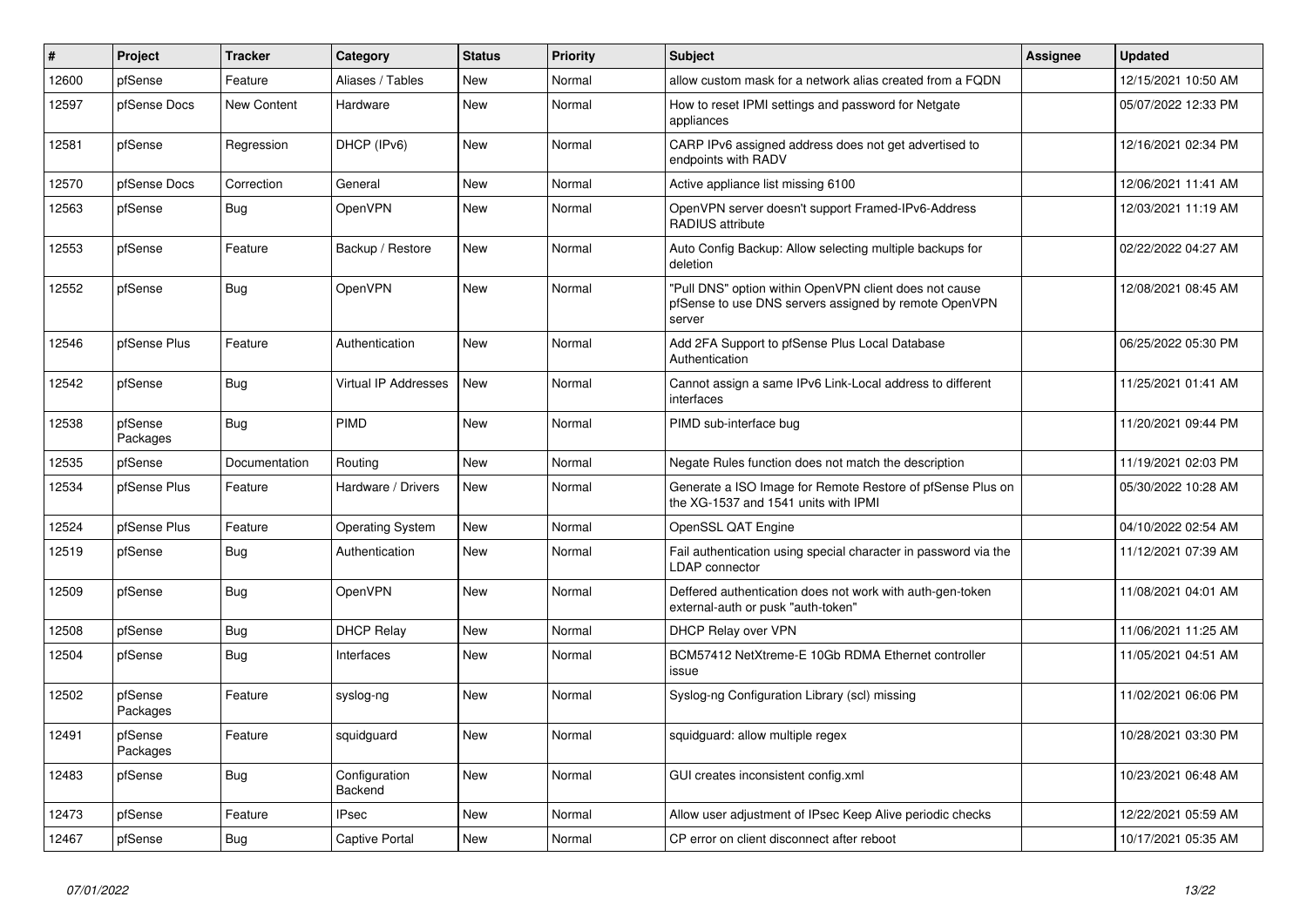| # | Project | Tracker | Category | Status | Priority | Subject | Assignee | Updated |
|---|---|---|---|---|---|---|---|---|
| 12600 | pfSense | Feature | Aliases / Tables | New | Normal | allow custom mask for a network alias created from a FQDN | | 12/15/2021 10:50 AM |
| 12597 | pfSense Docs | New Content | Hardware | New | Normal | How to reset IPMI settings and password for Netgate appliances | | 05/07/2022 12:33 PM |
| 12581 | pfSense | Regression | DHCP (IPv6) | New | Normal | CARP IPv6 assigned address does not get advertised to endpoints with RADV | | 12/16/2021 02:34 PM |
| 12570 | pfSense Docs | Correction | General | New | Normal | Active appliance list missing 6100 | | 12/06/2021 11:41 AM |
| 12563 | pfSense | Bug | OpenVPN | New | Normal | OpenVPN server doesn't support Framed-IPv6-Address RADIUS attribute | | 12/03/2021 11:19 AM |
| 12553 | pfSense | Feature | Backup / Restore | New | Normal | Auto Config Backup: Allow selecting multiple backups for deletion | | 02/22/2022 04:27 AM |
| 12552 | pfSense | Bug | OpenVPN | New | Normal | "Pull DNS" option within OpenVPN client does not cause pfSense to use DNS servers assigned by remote OpenVPN server | | 12/08/2021 08:45 AM |
| 12546 | pfSense Plus | Feature | Authentication | New | Normal | Add 2FA Support to pfSense Plus Local Database Authentication | | 06/25/2022 05:30 PM |
| 12542 | pfSense | Bug | Virtual IP Addresses | New | Normal | Cannot assign a same IPv6 Link-Local address to different interfaces | | 11/25/2021 01:41 AM |
| 12538 | pfSense Packages | Bug | PIMD | New | Normal | PIMD sub-interface bug | | 11/20/2021 09:44 PM |
| 12535 | pfSense | Documentation | Routing | New | Normal | Negate Rules function does not match the description | | 11/19/2021 02:03 PM |
| 12534 | pfSense Plus | Feature | Hardware / Drivers | New | Normal | Generate a ISO Image for Remote Restore of pfSense Plus on the XG-1537 and 1541 units with IPMI | | 05/30/2022 10:28 AM |
| 12524 | pfSense Plus | Feature | Operating System | New | Normal | OpenSSL QAT Engine | | 04/10/2022 02:54 AM |
| 12519 | pfSense | Bug | Authentication | New | Normal | Fail authentication using special character in password via the LDAP connector | | 11/12/2021 07:39 AM |
| 12509 | pfSense | Bug | OpenVPN | New | Normal | Deffered authentication does not work with auth-gen-token external-auth or pusk "auth-token" | | 11/08/2021 04:01 AM |
| 12508 | pfSense | Bug | DHCP Relay | New | Normal | DHCP Relay over VPN | | 11/06/2021 11:25 AM |
| 12504 | pfSense | Bug | Interfaces | New | Normal | BCM57412 NetXtreme-E 10Gb RDMA Ethernet controller issue | | 11/05/2021 04:51 AM |
| 12502 | pfSense Packages | Feature | syslog-ng | New | Normal | Syslog-ng Configuration Library (scl) missing | | 11/02/2021 06:06 PM |
| 12491 | pfSense Packages | Feature | squidguard | New | Normal | squidguard: allow multiple regex | | 10/28/2021 03:30 PM |
| 12483 | pfSense | Bug | Configuration Backend | New | Normal | GUI creates inconsistent config.xml | | 10/23/2021 06:48 AM |
| 12473 | pfSense | Feature | IPsec | New | Normal | Allow user adjustment of IPsec Keep Alive periodic checks | | 12/22/2021 05:59 AM |
| 12467 | pfSense | Bug | Captive Portal | New | Normal | CP error on client disconnect after reboot | | 10/17/2021 05:35 AM |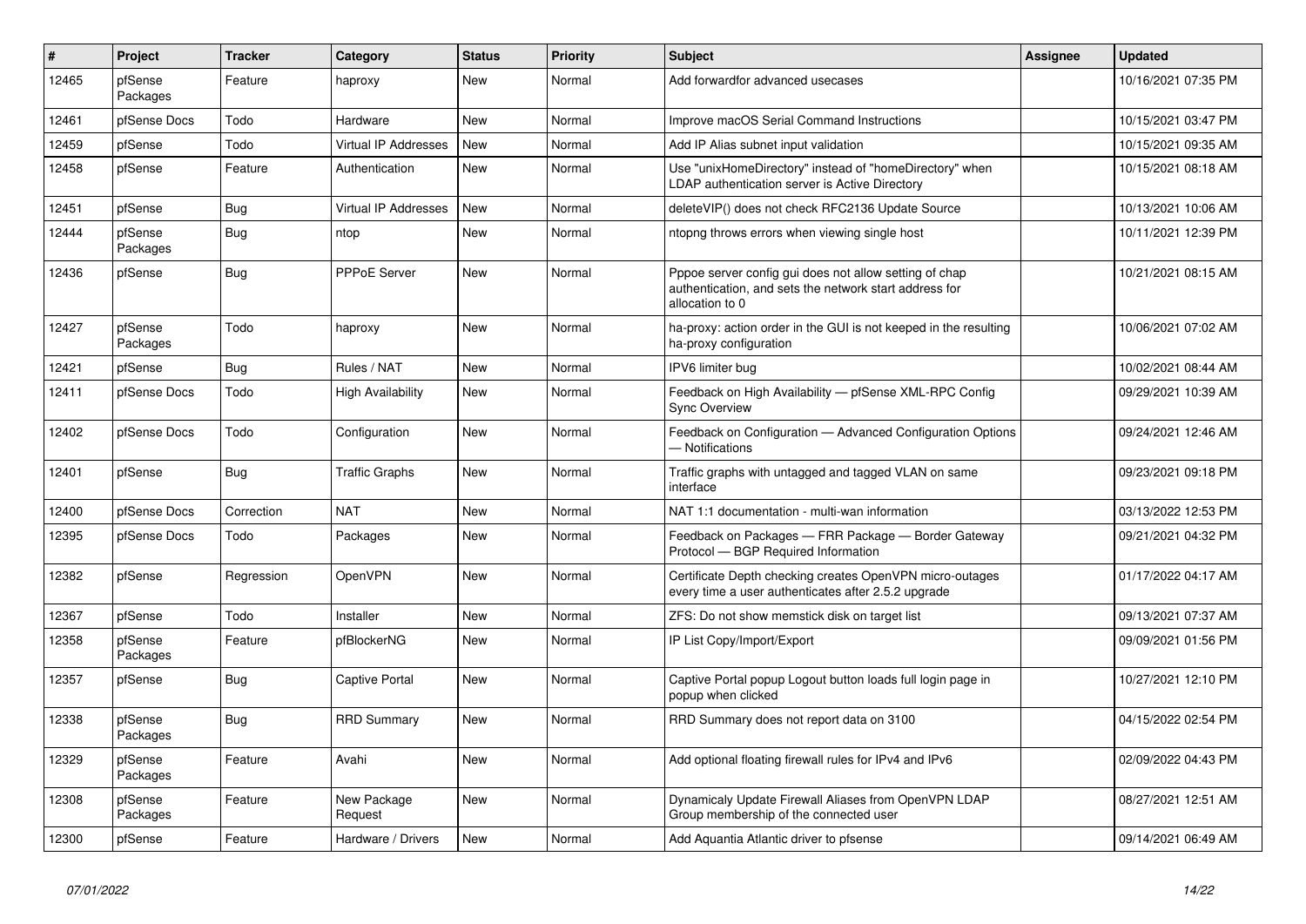| # | Project | Tracker | Category | Status | Priority | Subject | Assignee | Updated |
|---|---|---|---|---|---|---|---|---|
| 12465 | pfSense Packages | Feature | haproxy | New | Normal | Add forwardfor advanced usecases | | 10/16/2021 07:35 PM |
| 12461 | pfSense Docs | Todo | Hardware | New | Normal | Improve macOS Serial Command Instructions | | 10/15/2021 03:47 PM |
| 12459 | pfSense | Todo | Virtual IP Addresses | New | Normal | Add IP Alias subnet input validation | | 10/15/2021 09:35 AM |
| 12458 | pfSense | Feature | Authentication | New | Normal | Use "unixHomeDirectory" instead of "homeDirectory" when LDAP authentication server is Active Directory | | 10/15/2021 08:18 AM |
| 12451 | pfSense | Bug | Virtual IP Addresses | New | Normal | deleteVIP() does not check RFC2136 Update Source | | 10/13/2021 10:06 AM |
| 12444 | pfSense Packages | Bug | ntop | New | Normal | ntopng throws errors when viewing single host | | 10/11/2021 12:39 PM |
| 12436 | pfSense | Bug | PPPoE Server | New | Normal | Pppoe server config gui does not allow setting of chap authentication, and sets the network start address for allocation to 0 | | 10/21/2021 08:15 AM |
| 12427 | pfSense Packages | Todo | haproxy | New | Normal | ha-proxy: action order in the GUI is not keeped in the resulting ha-proxy configuration | | 10/06/2021 07:02 AM |
| 12421 | pfSense | Bug | Rules / NAT | New | Normal | IPV6 limiter bug | | 10/02/2021 08:44 AM |
| 12411 | pfSense Docs | Todo | High Availability | New | Normal | Feedback on High Availability — pfSense XML-RPC Config Sync Overview | | 09/29/2021 10:39 AM |
| 12402 | pfSense Docs | Todo | Configuration | New | Normal | Feedback on Configuration — Advanced Configuration Options — Notifications | | 09/24/2021 12:46 AM |
| 12401 | pfSense | Bug | Traffic Graphs | New | Normal | Traffic graphs with untagged and tagged VLAN on same interface | | 09/23/2021 09:18 PM |
| 12400 | pfSense Docs | Correction | NAT | New | Normal | NAT 1:1 documentation - multi-wan information | | 03/13/2022 12:53 PM |
| 12395 | pfSense Docs | Todo | Packages | New | Normal | Feedback on Packages — FRR Package — Border Gateway Protocol — BGP Required Information | | 09/21/2021 04:32 PM |
| 12382 | pfSense | Regression | OpenVPN | New | Normal | Certificate Depth checking creates OpenVPN micro-outages every time a user authenticates after 2.5.2 upgrade | | 01/17/2022 04:17 AM |
| 12367 | pfSense | Todo | Installer | New | Normal | ZFS: Do not show memstick disk on target list | | 09/13/2021 07:37 AM |
| 12358 | pfSense Packages | Feature | pfBlockerNG | New | Normal | IP List Copy/Import/Export | | 09/09/2021 01:56 PM |
| 12357 | pfSense | Bug | Captive Portal | New | Normal | Captive Portal popup Logout button loads full login page in popup when clicked | | 10/27/2021 12:10 PM |
| 12338 | pfSense Packages | Bug | RRD Summary | New | Normal | RRD Summary does not report data on 3100 | | 04/15/2022 02:54 PM |
| 12329 | pfSense Packages | Feature | Avahi | New | Normal | Add optional floating firewall rules for IPv4 and IPv6 | | 02/09/2022 04:43 PM |
| 12308 | pfSense Packages | Feature | New Package Request | New | Normal | Dynamicaly Update Firewall Aliases from OpenVPN LDAP Group membership of the connected user | | 08/27/2021 12:51 AM |
| 12300 | pfSense | Feature | Hardware / Drivers | New | Normal | Add Aquantia Atlantic driver to pfsense | | 09/14/2021 06:49 AM |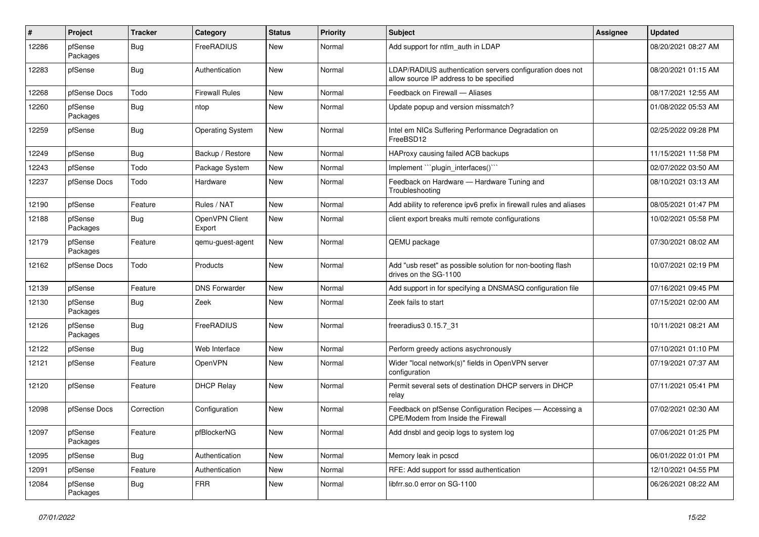| # | Project | Tracker | Category | Status | Priority | Subject | Assignee | Updated |
|---|---|---|---|---|---|---|---|---|
| 12286 | pfSense Packages | Bug | FreeRADIUS | New | Normal | Add support for ntlm_auth in LDAP | | 08/20/2021 08:27 AM |
| 12283 | pfSense | Bug | Authentication | New | Normal | LDAP/RADIUS authentication servers configuration does not allow source IP address to be specified | | 08/20/2021 01:15 AM |
| 12268 | pfSense Docs | Todo | Firewall Rules | New | Normal | Feedback on Firewall — Aliases | | 08/17/2021 12:55 AM |
| 12260 | pfSense Packages | Bug | ntop | New | Normal | Update popup and version missmatch? | | 01/08/2022 05:53 AM |
| 12259 | pfSense | Bug | Operating System | New | Normal | Intel em NICs Suffering Performance Degradation on FreeBSD12 | | 02/25/2022 09:28 PM |
| 12249 | pfSense | Bug | Backup / Restore | New | Normal | HAProxy causing failed ACB backups | | 11/15/2021 11:58 PM |
| 12243 | pfSense | Todo | Package System | New | Normal | Implement ```plugin_interfaces()``` | | 02/07/2022 03:50 AM |
| 12237 | pfSense Docs | Todo | Hardware | New | Normal | Feedback on Hardware — Hardware Tuning and Troubleshooting | | 08/10/2021 03:13 AM |
| 12190 | pfSense | Feature | Rules / NAT | New | Normal | Add ability to reference ipv6 prefix in firewall rules and aliases | | 08/05/2021 01:47 PM |
| 12188 | pfSense Packages | Bug | OpenVPN Client Export | New | Normal | client export breaks multi remote configurations | | 10/02/2021 05:58 PM |
| 12179 | pfSense Packages | Feature | qemu-guest-agent | New | Normal | QEMU package | | 07/30/2021 08:02 AM |
| 12162 | pfSense Docs | Todo | Products | New | Normal | Add "usb reset" as possible solution for non-booting flash drives on the SG-1100 | | 10/07/2021 02:19 PM |
| 12139 | pfSense | Feature | DNS Forwarder | New | Normal | Add support in for specifying a DNSMASQ configuration file | | 07/16/2021 09:45 PM |
| 12130 | pfSense Packages | Bug | Zeek | New | Normal | Zeek fails to start | | 07/15/2021 02:00 AM |
| 12126 | pfSense Packages | Bug | FreeRADIUS | New | Normal | freeradius3 0.15.7_31 | | 10/11/2021 08:21 AM |
| 12122 | pfSense | Bug | Web Interface | New | Normal | Perform greedy actions asychronously | | 07/10/2021 01:10 PM |
| 12121 | pfSense | Feature | OpenVPN | New | Normal | Wider "local network(s)" fields in OpenVPN server configuration | | 07/19/2021 07:37 AM |
| 12120 | pfSense | Feature | DHCP Relay | New | Normal | Permit several sets of destination DHCP servers in DHCP relay | | 07/11/2021 05:41 PM |
| 12098 | pfSense Docs | Correction | Configuration | New | Normal | Feedback on pfSense Configuration Recipes — Accessing a CPE/Modem from Inside the Firewall | | 07/02/2021 02:30 AM |
| 12097 | pfSense Packages | Feature | pfBlockerNG | New | Normal | Add dnsbl and geoip logs to system log | | 07/06/2021 01:25 PM |
| 12095 | pfSense | Bug | Authentication | New | Normal | Memory leak in pcscd | | 06/01/2022 01:01 PM |
| 12091 | pfSense | Feature | Authentication | New | Normal | RFE: Add support for sssd authentication | | 12/10/2021 04:55 PM |
| 12084 | pfSense Packages | Bug | FRR | New | Normal | libfrr.so.0 error on SG-1100 | | 06/26/2021 08:22 AM |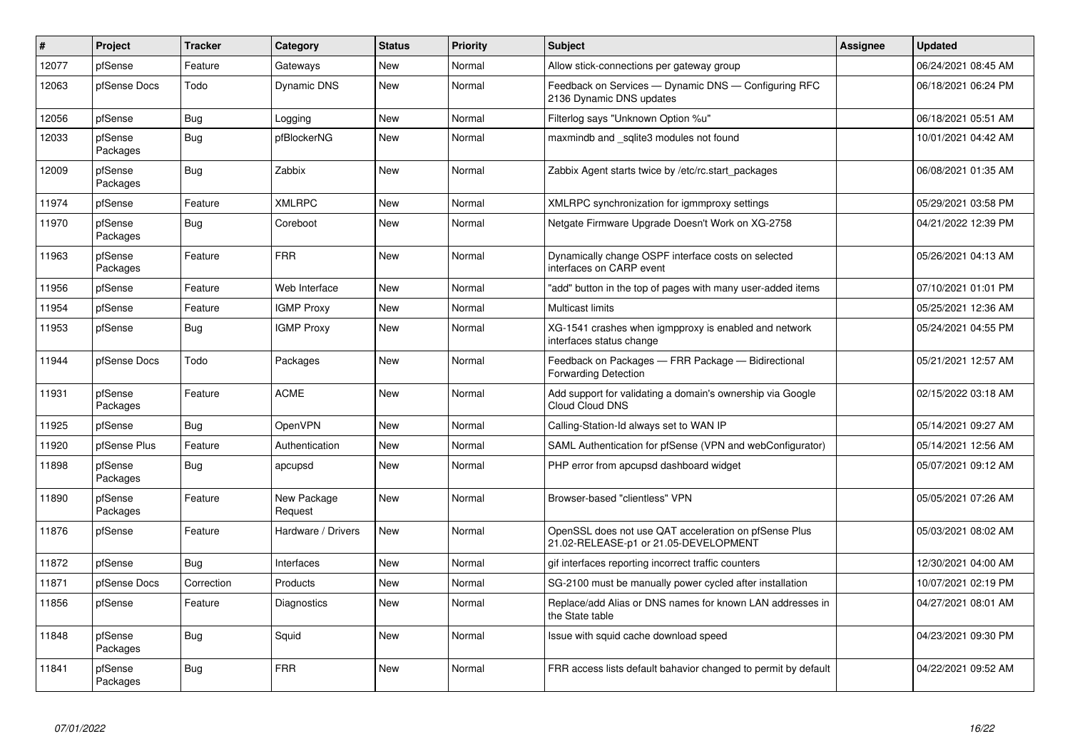| # | Project | Tracker | Category | Status | Priority | Subject | Assignee | Updated |
|---|---|---|---|---|---|---|---|---|
| 12077 | pfSense | Feature | Gateways | New | Normal | Allow stick-connections per gateway group | | 06/24/2021 08:45 AM |
| 12063 | pfSense Docs | Todo | Dynamic DNS | New | Normal | Feedback on Services — Dynamic DNS — Configuring RFC 2136 Dynamic DNS updates | | 06/18/2021 06:24 PM |
| 12056 | pfSense | Bug | Logging | New | Normal | Filterlog says "Unknown Option %u" | | 06/18/2021 05:51 AM |
| 12033 | pfSense Packages | Bug | pfBlockerNG | New | Normal | maxmindb and _sqlite3 modules not found | | 10/01/2021 04:42 AM |
| 12009 | pfSense Packages | Bug | Zabbix | New | Normal | Zabbix Agent starts twice by /etc/rc.start_packages | | 06/08/2021 01:35 AM |
| 11974 | pfSense | Feature | XMLRPC | New | Normal | XMLRPC synchronization for igmmproxy settings | | 05/29/2021 03:58 PM |
| 11970 | pfSense Packages | Bug | Coreboot | New | Normal | Netgate Firmware Upgrade Doesn't Work on XG-2758 | | 04/21/2022 12:39 PM |
| 11963 | pfSense Packages | Feature | FRR | New | Normal | Dynamically change OSPF interface costs on selected interfaces on CARP event | | 05/26/2021 04:13 AM |
| 11956 | pfSense | Feature | Web Interface | New | Normal | "add" button in the top of pages with many user-added items | | 07/10/2021 01:01 PM |
| 11954 | pfSense | Feature | IGMP Proxy | New | Normal | Multicast limits | | 05/25/2021 12:36 AM |
| 11953 | pfSense | Bug | IGMP Proxy | New | Normal | XG-1541 crashes when igmpproxy is enabled and network interfaces status change | | 05/24/2021 04:55 PM |
| 11944 | pfSense Docs | Todo | Packages | New | Normal | Feedback on Packages — FRR Package — Bidirectional Forwarding Detection | | 05/21/2021 12:57 AM |
| 11931 | pfSense Packages | Feature | ACME | New | Normal | Add support for validating a domain's ownership via Google Cloud Cloud DNS | | 02/15/2022 03:18 AM |
| 11925 | pfSense | Bug | OpenVPN | New | Normal | Calling-Station-Id always set to WAN IP | | 05/14/2021 09:27 AM |
| 11920 | pfSense Plus | Feature | Authentication | New | Normal | SAML Authentication for pfSense (VPN and webConfigurator) | | 05/14/2021 12:56 AM |
| 11898 | pfSense Packages | Bug | apcupsd | New | Normal | PHP error from apcupsd dashboard widget | | 05/07/2021 09:12 AM |
| 11890 | pfSense Packages | Feature | New Package Request | New | Normal | Browser-based "clientless" VPN | | 05/05/2021 07:26 AM |
| 11876 | pfSense | Feature | Hardware / Drivers | New | Normal | OpenSSL does not use QAT acceleration on pfSense Plus 21.02-RELEASE-p1 or 21.05-DEVELOPMENT | | 05/03/2021 08:02 AM |
| 11872 | pfSense | Bug | Interfaces | New | Normal | gif interfaces reporting incorrect traffic counters | | 12/30/2021 04:00 AM |
| 11871 | pfSense Docs | Correction | Products | New | Normal | SG-2100 must be manually power cycled after installation | | 10/07/2021 02:19 PM |
| 11856 | pfSense | Feature | Diagnostics | New | Normal | Replace/add Alias or DNS names for known LAN addresses in the State table | | 04/27/2021 08:01 AM |
| 11848 | pfSense Packages | Bug | Squid | New | Normal | Issue with squid cache download speed | | 04/23/2021 09:30 PM |
| 11841 | pfSense Packages | Bug | FRR | New | Normal | FRR access lists default bahavior changed to permit by default | | 04/22/2021 09:52 AM |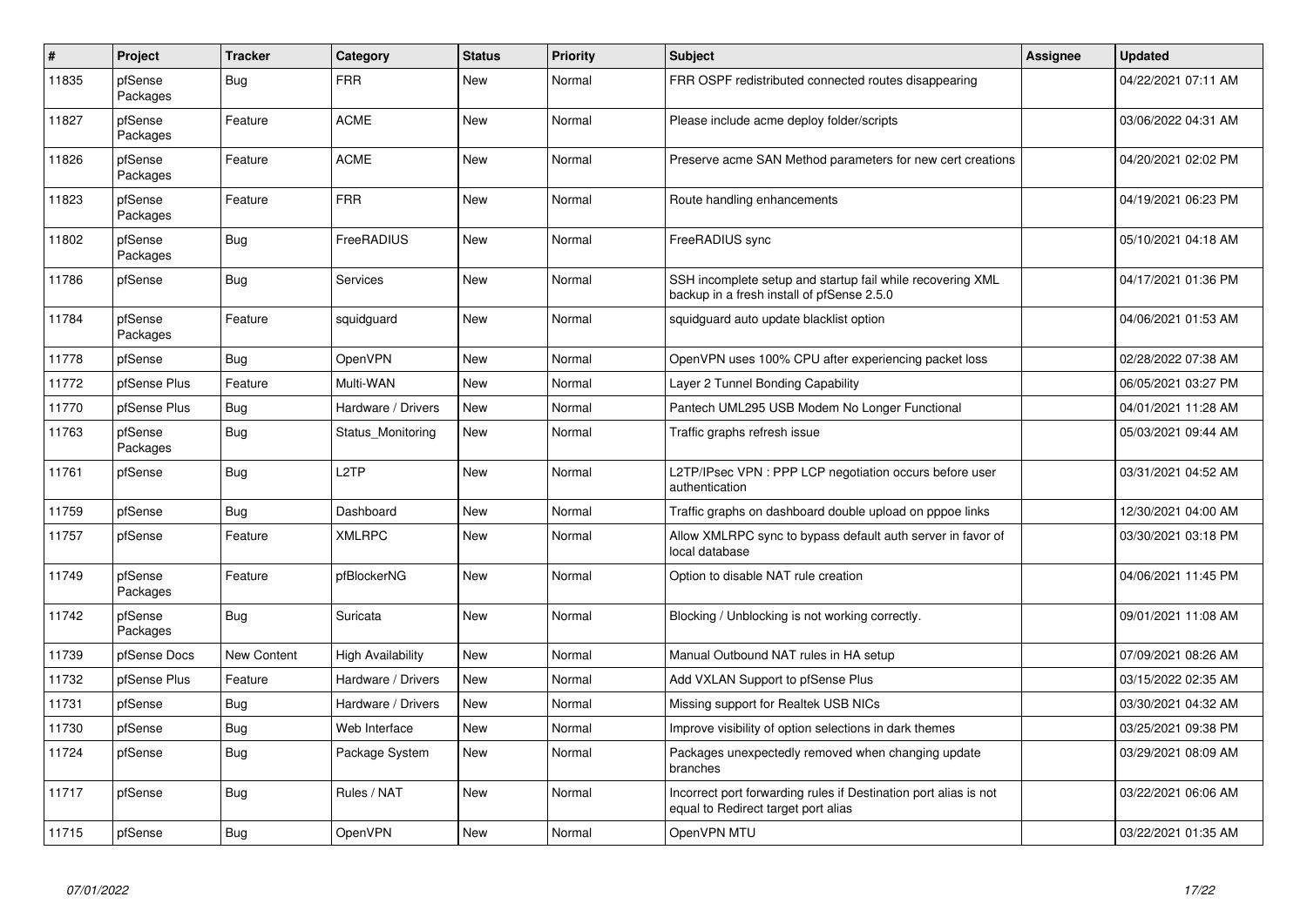| # | Project | Tracker | Category | Status | Priority | Subject | Assignee | Updated |
|---|---|---|---|---|---|---|---|---|
| 11835 | pfSense Packages | Bug | FRR | New | Normal | FRR OSPF redistributed connected routes disappearing | | 04/22/2021 07:11 AM |
| 11827 | pfSense Packages | Feature | ACME | New | Normal | Please include acme deploy folder/scripts | | 03/06/2022 04:31 AM |
| 11826 | pfSense Packages | Feature | ACME | New | Normal | Preserve acme SAN Method parameters for new cert creations | | 04/20/2021 02:02 PM |
| 11823 | pfSense Packages | Feature | FRR | New | Normal | Route handling enhancements | | 04/19/2021 06:23 PM |
| 11802 | pfSense Packages | Bug | FreeRADIUS | New | Normal | FreeRADIUS sync | | 05/10/2021 04:18 AM |
| 11786 | pfSense | Bug | Services | New | Normal | SSH incomplete setup and startup fail while recovering XML backup in a fresh install of pfSense 2.5.0 | | 04/17/2021 01:36 PM |
| 11784 | pfSense Packages | Feature | squidguard | New | Normal | squidguard auto update blacklist option | | 04/06/2021 01:53 AM |
| 11778 | pfSense | Bug | OpenVPN | New | Normal | OpenVPN uses 100% CPU after experiencing packet loss | | 02/28/2022 07:38 AM |
| 11772 | pfSense Plus | Feature | Multi-WAN | New | Normal | Layer 2 Tunnel Bonding Capability | | 06/05/2021 03:27 PM |
| 11770 | pfSense Plus | Bug | Hardware / Drivers | New | Normal | Pantech UML295 USB Modem No Longer Functional | | 04/01/2021 11:28 AM |
| 11763 | pfSense Packages | Bug | Status_Monitoring | New | Normal | Traffic graphs refresh issue | | 05/03/2021 09:44 AM |
| 11761 | pfSense | Bug | L2TP | New | Normal | L2TP/IPsec VPN : PPP LCP negotiation occurs before user authentication | | 03/31/2021 04:52 AM |
| 11759 | pfSense | Bug | Dashboard | New | Normal | Traffic graphs on dashboard double upload on pppoe links | | 12/30/2021 04:00 AM |
| 11757 | pfSense | Feature | XMLRPC | New | Normal | Allow XMLRPC sync to bypass default auth server in favor of local database | | 03/30/2021 03:18 PM |
| 11749 | pfSense Packages | Feature | pfBlockerNG | New | Normal | Option to disable NAT rule creation | | 04/06/2021 11:45 PM |
| 11742 | pfSense Packages | Bug | Suricata | New | Normal | Blocking / Unblocking is not working correctly. | | 09/01/2021 11:08 AM |
| 11739 | pfSense Docs | New Content | High Availability | New | Normal | Manual Outbound NAT rules in HA setup | | 07/09/2021 08:26 AM |
| 11732 | pfSense Plus | Feature | Hardware / Drivers | New | Normal | Add VXLAN Support to pfSense Plus | | 03/15/2022 02:35 AM |
| 11731 | pfSense | Bug | Hardware / Drivers | New | Normal | Missing support for Realtek USB NICs | | 03/30/2021 04:32 AM |
| 11730 | pfSense | Bug | Web Interface | New | Normal | Improve visibility of option selections in dark themes | | 03/25/2021 09:38 PM |
| 11724 | pfSense | Bug | Package System | New | Normal | Packages unexpectedly removed when changing update branches | | 03/29/2021 08:09 AM |
| 11717 | pfSense | Bug | Rules / NAT | New | Normal | Incorrect port forwarding rules if Destination port alias is not equal to Redirect target port alias | | 03/22/2021 06:06 AM |
| 11715 | pfSense | Bug | OpenVPN | New | Normal | OpenVPN MTU | | 03/22/2021 01:35 AM |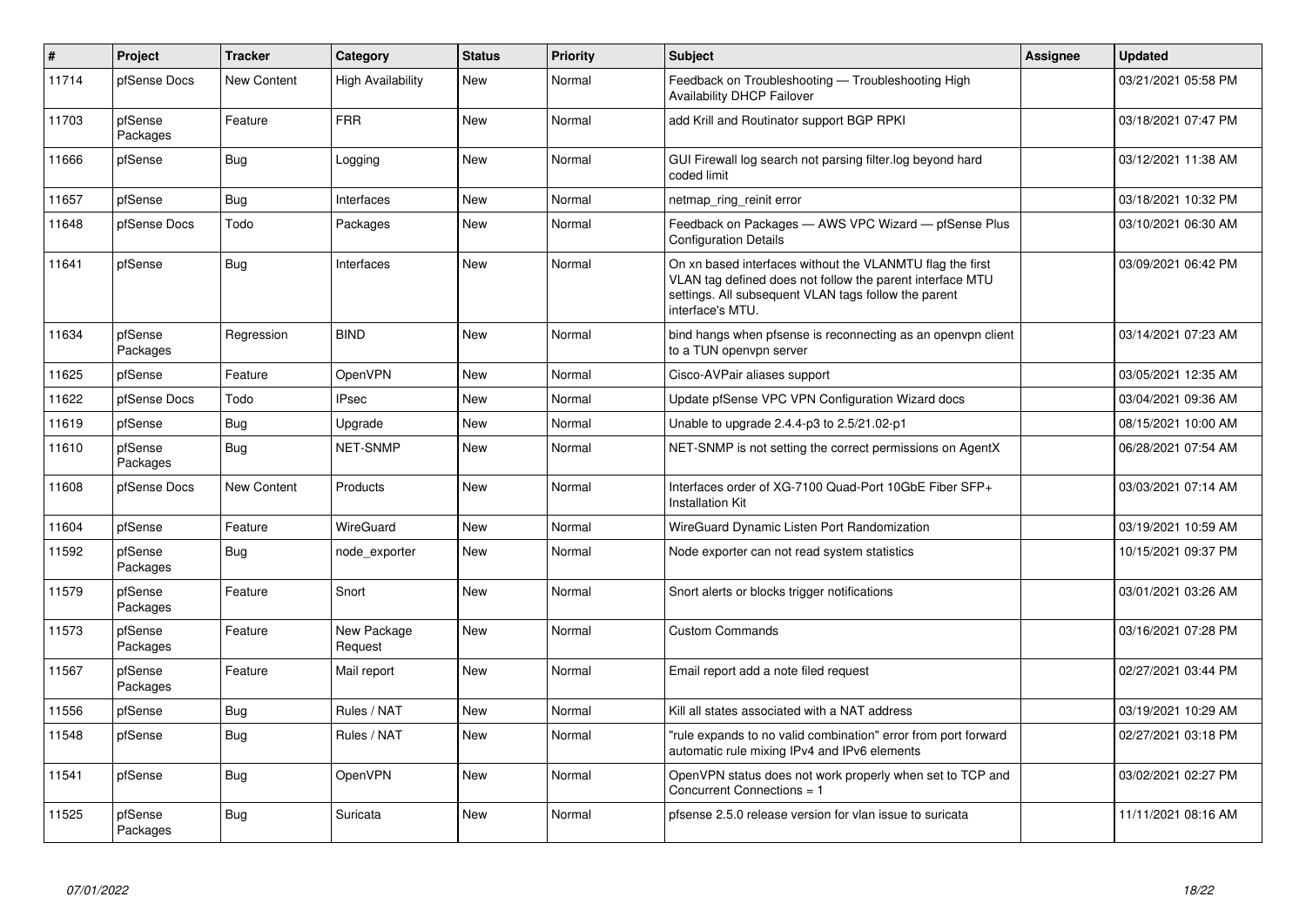| # | Project | Tracker | Category | Status | Priority | Subject | Assignee | Updated |
|---|---|---|---|---|---|---|---|---|
| 11714 | pfSense Docs | New Content | High Availability | New | Normal | Feedback on Troubleshooting — Troubleshooting High Availability DHCP Failover | | 03/21/2021 05:58 PM |
| 11703 | pfSense Packages | Feature | FRR | New | Normal | add Krill and Routinator support BGP RPKI | | 03/18/2021 07:47 PM |
| 11666 | pfSense | Bug | Logging | New | Normal | GUI Firewall log search not parsing filter.log beyond hard coded limit | | 03/12/2021 11:38 AM |
| 11657 | pfSense | Bug | Interfaces | New | Normal | netmap_ring_reinit error | | 03/18/2021 10:32 PM |
| 11648 | pfSense Docs | Todo | Packages | New | Normal | Feedback on Packages — AWS VPC Wizard — pfSense Plus Configuration Details | | 03/10/2021 06:30 AM |
| 11641 | pfSense | Bug | Interfaces | New | Normal | On xn based interfaces without the VLANMTU flag the first VLAN tag defined does not follow the parent interface MTU settings. All subsequent VLAN tags follow the parent interface's MTU. | | 03/09/2021 06:42 PM |
| 11634 | pfSense Packages | Regression | BIND | New | Normal | bind hangs when pfsense is reconnecting as an openvpn client to a TUN openvpn server | | 03/14/2021 07:23 AM |
| 11625 | pfSense | Feature | OpenVPN | New | Normal | Cisco-AVPair aliases support | | 03/05/2021 12:35 AM |
| 11622 | pfSense Docs | Todo | IPsec | New | Normal | Update pfSense VPC VPN Configuration Wizard docs | | 03/04/2021 09:36 AM |
| 11619 | pfSense | Bug | Upgrade | New | Normal | Unable to upgrade 2.4.4-p3 to 2.5/21.02-p1 | | 08/15/2021 10:00 AM |
| 11610 | pfSense Packages | Bug | NET-SNMP | New | Normal | NET-SNMP is not setting the correct permissions on AgentX | | 06/28/2021 07:54 AM |
| 11608 | pfSense Docs | New Content | Products | New | Normal | Interfaces order of XG-7100 Quad-Port 10GbE Fiber SFP+ Installation Kit | | 03/03/2021 07:14 AM |
| 11604 | pfSense | Feature | WireGuard | New | Normal | WireGuard Dynamic Listen Port Randomization | | 03/19/2021 10:59 AM |
| 11592 | pfSense Packages | Bug | node_exporter | New | Normal | Node exporter can not read system statistics | | 10/15/2021 09:37 PM |
| 11579 | pfSense Packages | Feature | Snort | New | Normal | Snort alerts or blocks trigger notifications | | 03/01/2021 03:26 AM |
| 11573 | pfSense Packages | Feature | New Package Request | New | Normal | Custom Commands | | 03/16/2021 07:28 PM |
| 11567 | pfSense Packages | Feature | Mail report | New | Normal | Email report add a note filed request | | 02/27/2021 03:44 PM |
| 11556 | pfSense | Bug | Rules / NAT | New | Normal | Kill all states associated with a NAT address | | 03/19/2021 10:29 AM |
| 11548 | pfSense | Bug | Rules / NAT | New | Normal | "rule expands to no valid combination" error from port forward automatic rule mixing IPv4 and IPv6 elements | | 02/27/2021 03:18 PM |
| 11541 | pfSense | Bug | OpenVPN | New | Normal | OpenVPN status does not work properly when set to TCP and Concurrent Connections = 1 | | 03/02/2021 02:27 PM |
| 11525 | pfSense Packages | Bug | Suricata | New | Normal | pfsense 2.5.0 release version for vlan issue to suricata | | 11/11/2021 08:16 AM |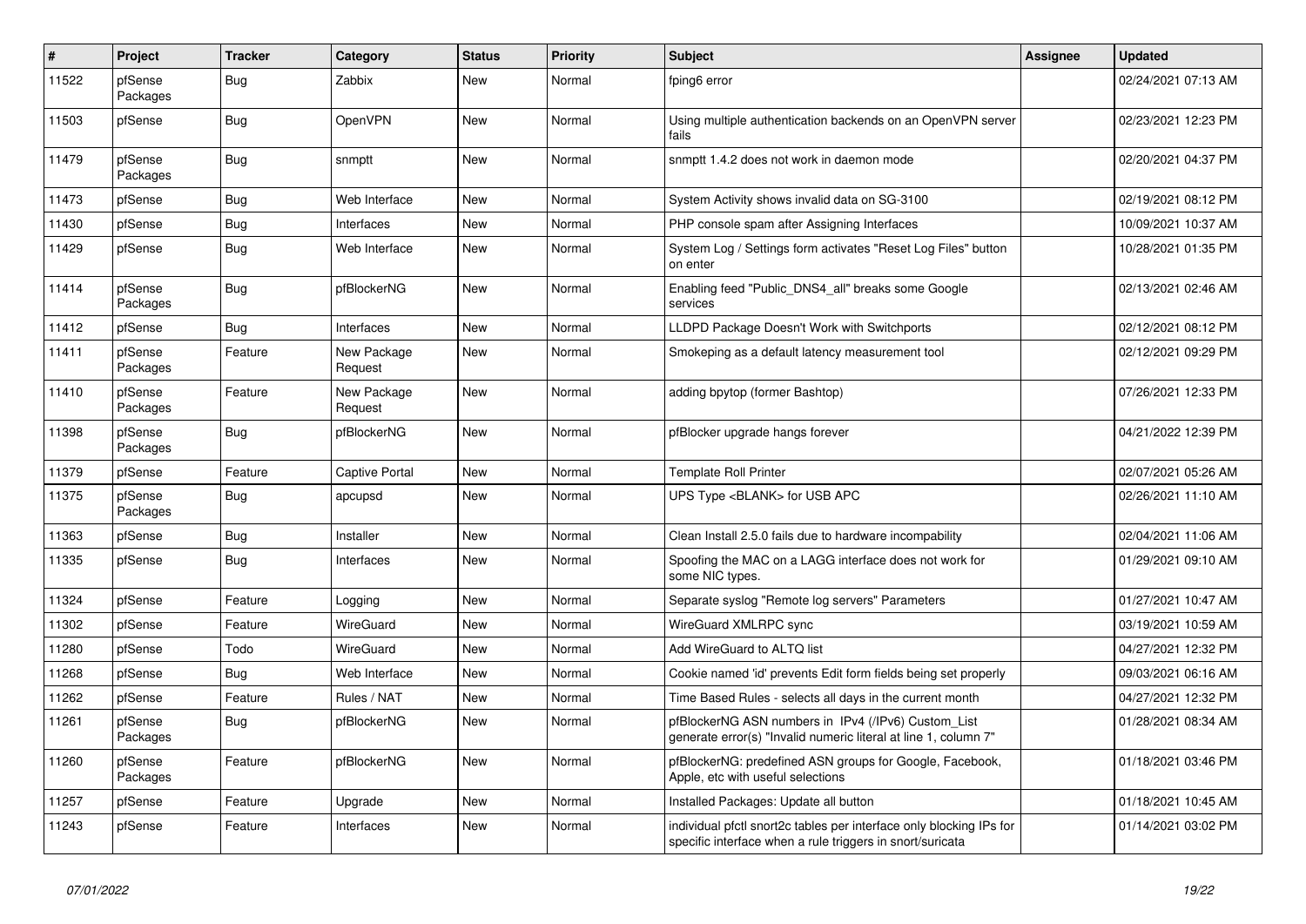| # | Project | Tracker | Category | Status | Priority | Subject | Assignee | Updated |
| --- | --- | --- | --- | --- | --- | --- | --- | --- |
| 11522 | pfSense Packages | Bug | Zabbix | New | Normal | fping6 error | | 02/24/2021 07:13 AM |
| 11503 | pfSense | Bug | OpenVPN | New | Normal | Using multiple authentication backends on an OpenVPN server fails | | 02/23/2021 12:23 PM |
| 11479 | pfSense Packages | Bug | snmptt | New | Normal | snmptt 1.4.2 does not work in daemon mode | | 02/20/2021 04:37 PM |
| 11473 | pfSense | Bug | Web Interface | New | Normal | System Activity shows invalid data on SG-3100 | | 02/19/2021 08:12 PM |
| 11430 | pfSense | Bug | Interfaces | New | Normal | PHP console spam after Assigning Interfaces | | 10/09/2021 10:37 AM |
| 11429 | pfSense | Bug | Web Interface | New | Normal | System Log / Settings form activates "Reset Log Files" button on enter | | 10/28/2021 01:35 PM |
| 11414 | pfSense Packages | Bug | pfBlockerNG | New | Normal | Enabling feed "Public_DNS4_all" breaks some Google services | | 02/13/2021 02:46 AM |
| 11412 | pfSense | Bug | Interfaces | New | Normal | LLDPD Package Doesn't Work with Switchports | | 02/12/2021 08:12 PM |
| 11411 | pfSense Packages | Feature | New Package Request | New | Normal | Smokeping as a default latency measurement tool | | 02/12/2021 09:29 PM |
| 11410 | pfSense Packages | Feature | New Package Request | New | Normal | adding bpytop (former Bashtop) | | 07/26/2021 12:33 PM |
| 11398 | pfSense Packages | Bug | pfBlockerNG | New | Normal | pfBlocker upgrade hangs forever | | 04/21/2022 12:39 PM |
| 11379 | pfSense | Feature | Captive Portal | New | Normal | Template Roll Printer | | 02/07/2021 05:26 AM |
| 11375 | pfSense Packages | Bug | apcupsd | New | Normal | UPS Type <BLANK> for USB APC | | 02/26/2021 11:10 AM |
| 11363 | pfSense | Bug | Installer | New | Normal | Clean Install 2.5.0 fails due to hardware incompability | | 02/04/2021 11:06 AM |
| 11335 | pfSense | Bug | Interfaces | New | Normal | Spoofing the MAC on a LAGG interface does not work for some NIC types. | | 01/29/2021 09:10 AM |
| 11324 | pfSense | Feature | Logging | New | Normal | Separate syslog "Remote log servers" Parameters | | 01/27/2021 10:47 AM |
| 11302 | pfSense | Feature | WireGuard | New | Normal | WireGuard XMLRPC sync | | 03/19/2021 10:59 AM |
| 11280 | pfSense | Todo | WireGuard | New | Normal | Add WireGuard to ALTQ list | | 04/27/2021 12:32 PM |
| 11268 | pfSense | Bug | Web Interface | New | Normal | Cookie named 'id' prevents Edit form fields being set properly | | 09/03/2021 06:16 AM |
| 11262 | pfSense | Feature | Rules / NAT | New | Normal | Time Based Rules - selects all days in the current month | | 04/27/2021 12:32 PM |
| 11261 | pfSense Packages | Bug | pfBlockerNG | New | Normal | pfBlockerNG ASN numbers in IPv4 (/IPv6) Custom_List generate error(s) "Invalid numeric literal at line 1, column 7" | | 01/28/2021 08:34 AM |
| 11260 | pfSense Packages | Feature | pfBlockerNG | New | Normal | pfBlockerNG: predefined ASN groups for Google, Facebook, Apple, etc with useful selections | | 01/18/2021 03:46 PM |
| 11257 | pfSense | Feature | Upgrade | New | Normal | Installed Packages: Update all button | | 01/18/2021 10:45 AM |
| 11243 | pfSense | Feature | Interfaces | New | Normal | individual pfctl snort2c tables per interface only blocking IPs for specific interface when a rule triggers in snort/suricata | | 01/14/2021 03:02 PM |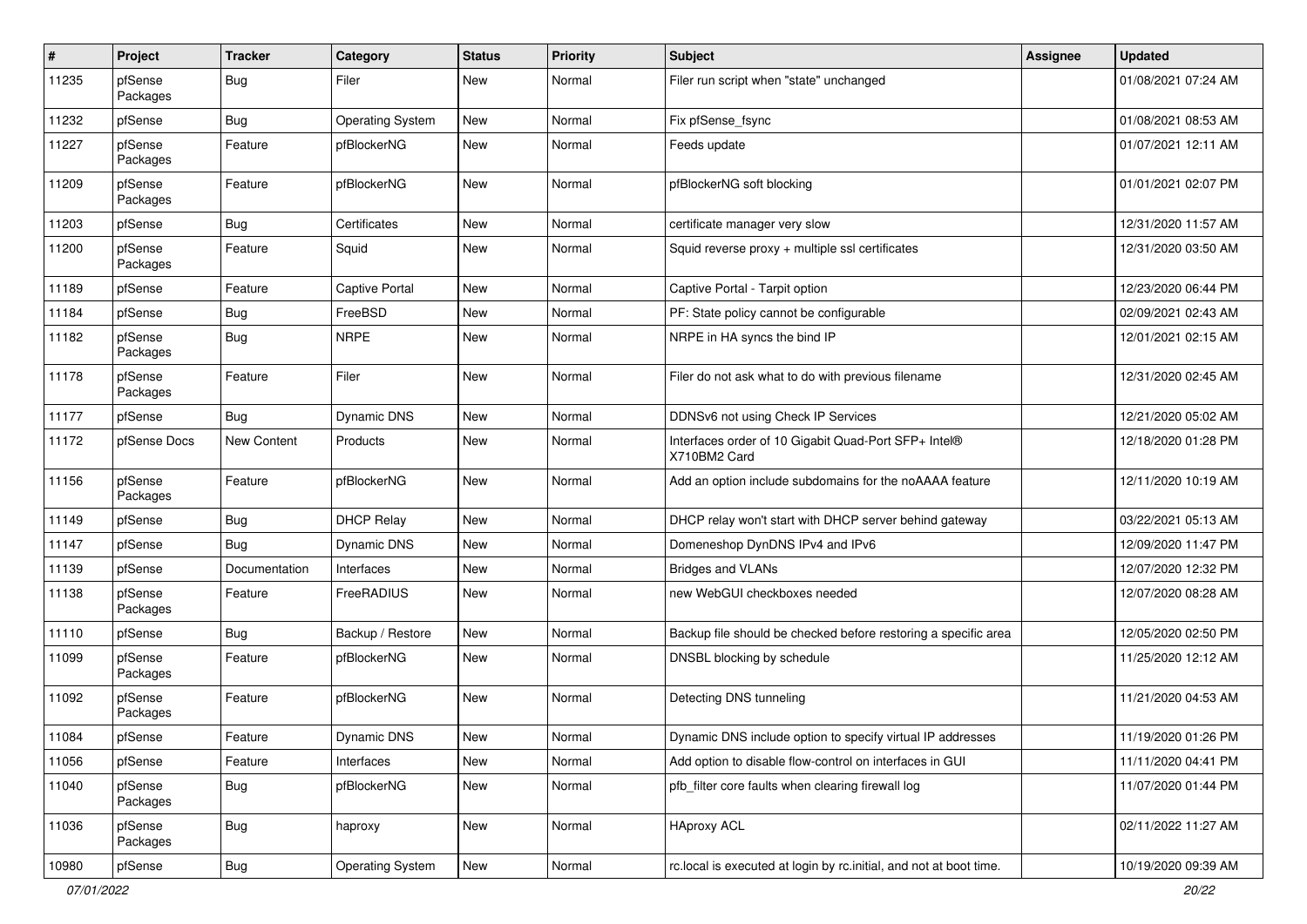| # | Project | Tracker | Category | Status | Priority | Subject | Assignee | Updated |
|---|---|---|---|---|---|---|---|---|
| 11235 | pfSense Packages | Bug | Filer | New | Normal | Filer run script when "state" unchanged | | 01/08/2021 07:24 AM |
| 11232 | pfSense | Bug | Operating System | New | Normal | Fix pfSense_fsync | | 01/08/2021 08:53 AM |
| 11227 | pfSense Packages | Feature | pfBlockerNG | New | Normal | Feeds update | | 01/07/2021 12:11 AM |
| 11209 | pfSense Packages | Feature | pfBlockerNG | New | Normal | pfBlockerNG soft blocking | | 01/01/2021 02:07 PM |
| 11203 | pfSense | Bug | Certificates | New | Normal | certificate manager very slow | | 12/31/2020 11:57 AM |
| 11200 | pfSense Packages | Feature | Squid | New | Normal | Squid reverse proxy + multiple ssl certificates | | 12/31/2020 03:50 AM |
| 11189 | pfSense | Feature | Captive Portal | New | Normal | Captive Portal - Tarpit option | | 12/23/2020 06:44 PM |
| 11184 | pfSense | Bug | FreeBSD | New | Normal | PF: State policy cannot be configurable | | 02/09/2021 02:43 AM |
| 11182 | pfSense Packages | Bug | NRPE | New | Normal | NRPE in HA syncs the bind IP | | 12/01/2021 02:15 AM |
| 11178 | pfSense Packages | Feature | Filer | New | Normal | Filer do not ask what to do with previous filename | | 12/31/2020 02:45 AM |
| 11177 | pfSense | Bug | Dynamic DNS | New | Normal | DDNSv6 not using Check IP Services | | 12/21/2020 05:02 AM |
| 11172 | pfSense Docs | New Content | Products | New | Normal | Interfaces order of 10 Gigabit Quad-Port SFP+ Intel® X710BM2 Card | | 12/18/2020 01:28 PM |
| 11156 | pfSense Packages | Feature | pfBlockerNG | New | Normal | Add an option include subdomains for the noAAAA feature | | 12/11/2020 10:19 AM |
| 11149 | pfSense | Bug | DHCP Relay | New | Normal | DHCP relay won't start with DHCP server behind gateway | | 03/22/2021 05:13 AM |
| 11147 | pfSense | Bug | Dynamic DNS | New | Normal | Domeneshop DynDNS IPv4 and IPv6 | | 12/09/2020 11:47 PM |
| 11139 | pfSense | Documentation | Interfaces | New | Normal | Bridges and VLANs | | 12/07/2020 12:32 PM |
| 11138 | pfSense Packages | Feature | FreeRADIUS | New | Normal | new WebGUI checkboxes needed | | 12/07/2020 08:28 AM |
| 11110 | pfSense | Bug | Backup / Restore | New | Normal | Backup file should be checked before restoring a specific area | | 12/05/2020 02:50 PM |
| 11099 | pfSense Packages | Feature | pfBlockerNG | New | Normal | DNSBL blocking by schedule | | 11/25/2020 12:12 AM |
| 11092 | pfSense Packages | Feature | pfBlockerNG | New | Normal | Detecting DNS tunneling | | 11/21/2020 04:53 AM |
| 11084 | pfSense | Feature | Dynamic DNS | New | Normal | Dynamic DNS include option to specify virtual IP addresses | | 11/19/2020 01:26 PM |
| 11056 | pfSense | Feature | Interfaces | New | Normal | Add option to disable flow-control on interfaces in GUI | | 11/11/2020 04:41 PM |
| 11040 | pfSense Packages | Bug | pfBlockerNG | New | Normal | pfb_filter core faults when clearing firewall log | | 11/07/2020 01:44 PM |
| 11036 | pfSense Packages | Bug | haproxy | New | Normal | HAproxy ACL | | 02/11/2022 11:27 AM |
| 10980 | pfSense | Bug | Operating System | New | Normal | rc.local is executed at login by rc.initial, and not at boot time. | | 10/19/2020 09:39 AM |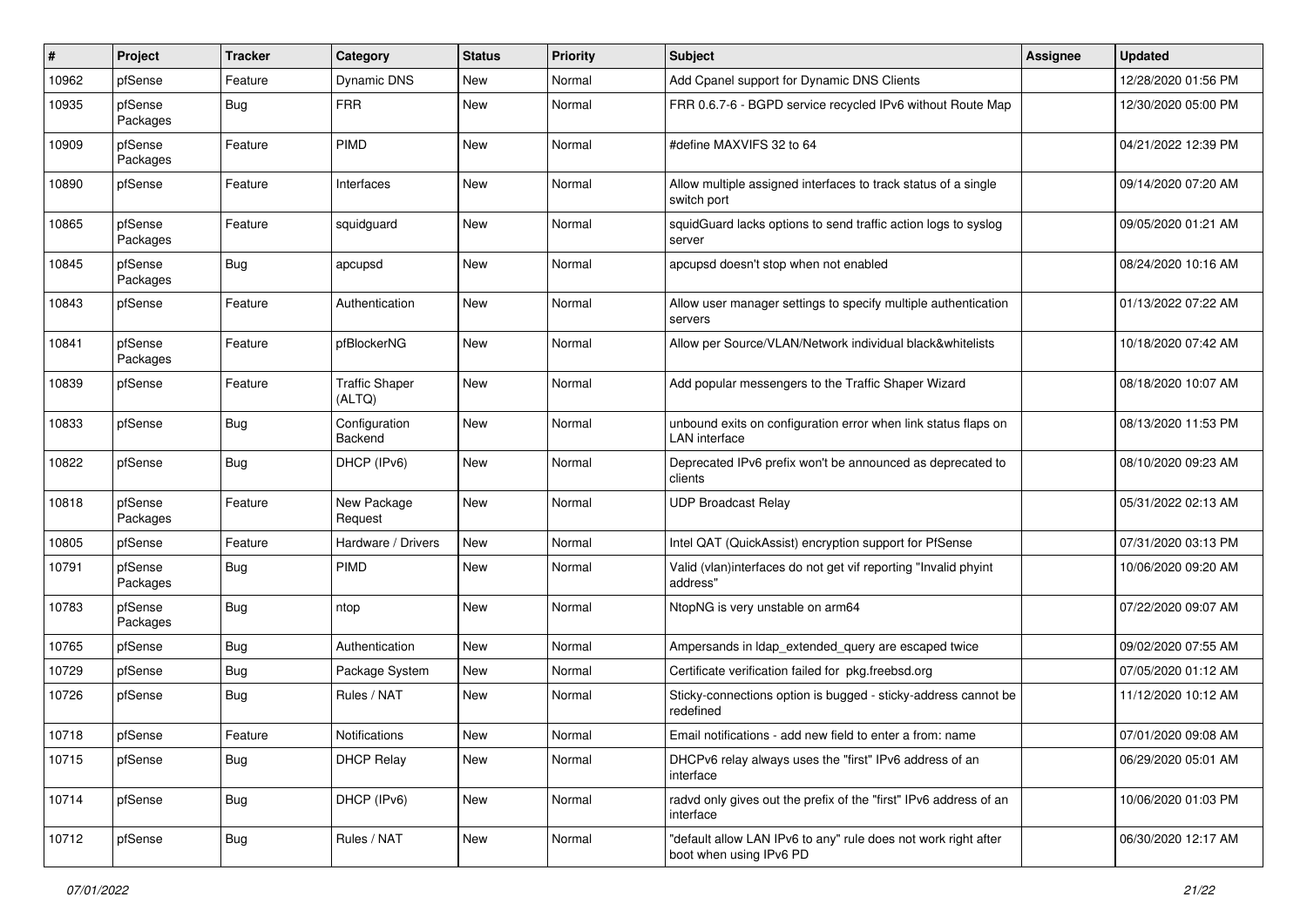| # | Project | Tracker | Category | Status | Priority | Subject | Assignee | Updated |
|---|---|---|---|---|---|---|---|---|
| 10962 | pfSense | Feature | Dynamic DNS | New | Normal | Add Cpanel support for Dynamic DNS Clients | | 12/28/2020 01:56 PM |
| 10935 | pfSense Packages | Bug | FRR | New | Normal | FRR 0.6.7-6 - BGPD service recycled IPv6 without Route Map | | 12/30/2020 05:00 PM |
| 10909 | pfSense Packages | Feature | PIMD | New | Normal | #define MAXVIFS 32 to 64 | | 04/21/2022 12:39 PM |
| 10890 | pfSense | Feature | Interfaces | New | Normal | Allow multiple assigned interfaces to track status of a single switch port | | 09/14/2020 07:20 AM |
| 10865 | pfSense Packages | Feature | squidguard | New | Normal | squidGuard lacks options to send traffic action logs to syslog server | | 09/05/2020 01:21 AM |
| 10845 | pfSense Packages | Bug | apcupsd | New | Normal | apcupsd doesn't stop when not enabled | | 08/24/2020 10:16 AM |
| 10843 | pfSense | Feature | Authentication | New | Normal | Allow user manager settings to specify multiple authentication servers | | 01/13/2022 07:22 AM |
| 10841 | pfSense Packages | Feature | pfBlockerNG | New | Normal | Allow per Source/VLAN/Network individual black&whitelists | | 10/18/2020 07:42 AM |
| 10839 | pfSense | Feature | Traffic Shaper (ALTQ) | New | Normal | Add popular messengers to the Traffic Shaper Wizard | | 08/18/2020 10:07 AM |
| 10833 | pfSense | Bug | Configuration Backend | New | Normal | unbound exits on configuration error when link status flaps on LAN interface | | 08/13/2020 11:53 PM |
| 10822 | pfSense | Bug | DHCP (IPv6) | New | Normal | Deprecated IPv6 prefix won't be announced as deprecated to clients | | 08/10/2020 09:23 AM |
| 10818 | pfSense Packages | Feature | New Package Request | New | Normal | UDP Broadcast Relay | | 05/31/2022 02:13 AM |
| 10805 | pfSense | Feature | Hardware / Drivers | New | Normal | Intel QAT (QuickAssist) encryption support for PfSense | | 07/31/2020 03:13 PM |
| 10791 | pfSense Packages | Bug | PIMD | New | Normal | Valid (vlan)interfaces do not get vif reporting "Invalid phyint address" | | 10/06/2020 09:20 AM |
| 10783 | pfSense Packages | Bug | ntop | New | Normal | NtopNG is very unstable on arm64 | | 07/22/2020 09:07 AM |
| 10765 | pfSense | Bug | Authentication | New | Normal | Ampersands in ldap_extended_query are escaped twice | | 09/02/2020 07:55 AM |
| 10729 | pfSense | Bug | Package System | New | Normal | Certificate verification failed for pkg.freebsd.org | | 07/05/2020 01:12 AM |
| 10726 | pfSense | Bug | Rules / NAT | New | Normal | Sticky-connections option is bugged - sticky-address cannot be redefined | | 11/12/2020 10:12 AM |
| 10718 | pfSense | Feature | Notifications | New | Normal | Email notifications - add new field to enter a from: name | | 07/01/2020 09:08 AM |
| 10715 | pfSense | Bug | DHCP Relay | New | Normal | DHCPv6 relay always uses the "first" IPv6 address of an interface | | 06/29/2020 05:01 AM |
| 10714 | pfSense | Bug | DHCP (IPv6) | New | Normal | radvd only gives out the prefix of the "first" IPv6 address of an interface | | 10/06/2020 01:03 PM |
| 10712 | pfSense | Bug | Rules / NAT | New | Normal | "default allow LAN IPv6 to any" rule does not work right after boot when using IPv6 PD | | 06/30/2020 12:17 AM |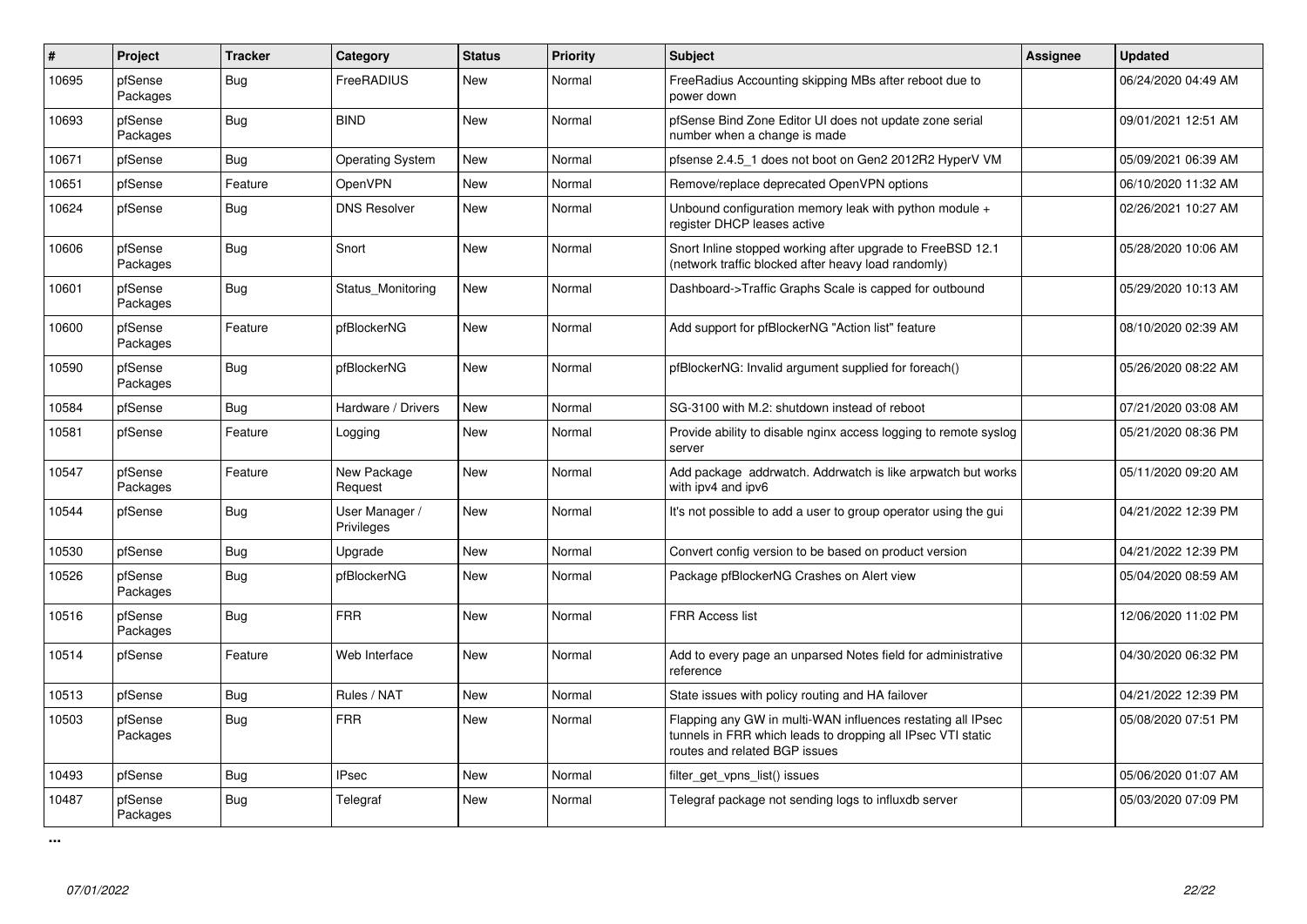| # | Project | Tracker | Category | Status | Priority | Subject | Assignee | Updated |
|---|---|---|---|---|---|---|---|---|
| 10695 | pfSense Packages | Bug | FreeRADIUS | New | Normal | FreeRadius Accounting skipping MBs after reboot due to power down | | 06/24/2020 04:49 AM |
| 10693 | pfSense Packages | Bug | BIND | New | Normal | pfSense Bind Zone Editor UI does not update zone serial number when a change is made | | 09/01/2021 12:51 AM |
| 10671 | pfSense | Bug | Operating System | New | Normal | pfsense 2.4.5_1 does not boot on Gen2 2012R2 HyperV VM | | 05/09/2021 06:39 AM |
| 10651 | pfSense | Feature | OpenVPN | New | Normal | Remove/replace deprecated OpenVPN options | | 06/10/2020 11:32 AM |
| 10624 | pfSense | Bug | DNS Resolver | New | Normal | Unbound configuration memory leak with python module + register DHCP leases active | | 02/26/2021 10:27 AM |
| 10606 | pfSense Packages | Bug | Snort | New | Normal | Snort Inline stopped working after upgrade to FreeBSD 12.1 (network traffic blocked after heavy load randomly) | | 05/28/2020 10:06 AM |
| 10601 | pfSense Packages | Bug | Status_Monitoring | New | Normal | Dashboard->Traffic Graphs Scale is capped for outbound | | 05/29/2020 10:13 AM |
| 10600 | pfSense Packages | Feature | pfBlockerNG | New | Normal | Add support for pfBlockerNG "Action list" feature | | 08/10/2020 02:39 AM |
| 10590 | pfSense Packages | Bug | pfBlockerNG | New | Normal | pfBlockerNG: Invalid argument supplied for foreach() | | 05/26/2020 08:22 AM |
| 10584 | pfSense | Bug | Hardware / Drivers | New | Normal | SG-3100 with M.2: shutdown instead of reboot | | 07/21/2020 03:08 AM |
| 10581 | pfSense | Feature | Logging | New | Normal | Provide ability to disable nginx access logging to remote syslog server | | 05/21/2020 08:36 PM |
| 10547 | pfSense Packages | Feature | New Package Request | New | Normal | Add package addrwatch. Addrwatch is like arpwatch but works with ipv4 and ipv6 | | 05/11/2020 09:20 AM |
| 10544 | pfSense | Bug | User Manager / Privileges | New | Normal | It's not possible to add a user to group operator using the gui | | 04/21/2022 12:39 PM |
| 10530 | pfSense | Bug | Upgrade | New | Normal | Convert config version to be based on product version | | 04/21/2022 12:39 PM |
| 10526 | pfSense Packages | Bug | pfBlockerNG | New | Normal | Package pfBlockerNG Crashes on Alert view | | 05/04/2020 08:59 AM |
| 10516 | pfSense Packages | Bug | FRR | New | Normal | FRR Access list | | 12/06/2020 11:02 PM |
| 10514 | pfSense | Feature | Web Interface | New | Normal | Add to every page an unparsed Notes field for administrative reference | | 04/30/2020 06:32 PM |
| 10513 | pfSense | Bug | Rules / NAT | New | Normal | State issues with policy routing and HA failover | | 04/21/2022 12:39 PM |
| 10503 | pfSense Packages | Bug | FRR | New | Normal | Flapping any GW in multi-WAN influences restating all IPsec tunnels in FRR which leads to dropping all IPsec VTI static routes and related BGP issues | | 05/08/2020 07:51 PM |
| 10493 | pfSense | Bug | IPsec | New | Normal | filter_get_vpns_list() issues | | 05/06/2020 01:07 AM |
| 10487 | pfSense Packages | Bug | Telegraf | New | Normal | Telegraf package not sending logs to influxdb server | | 05/03/2020 07:09 PM |

...